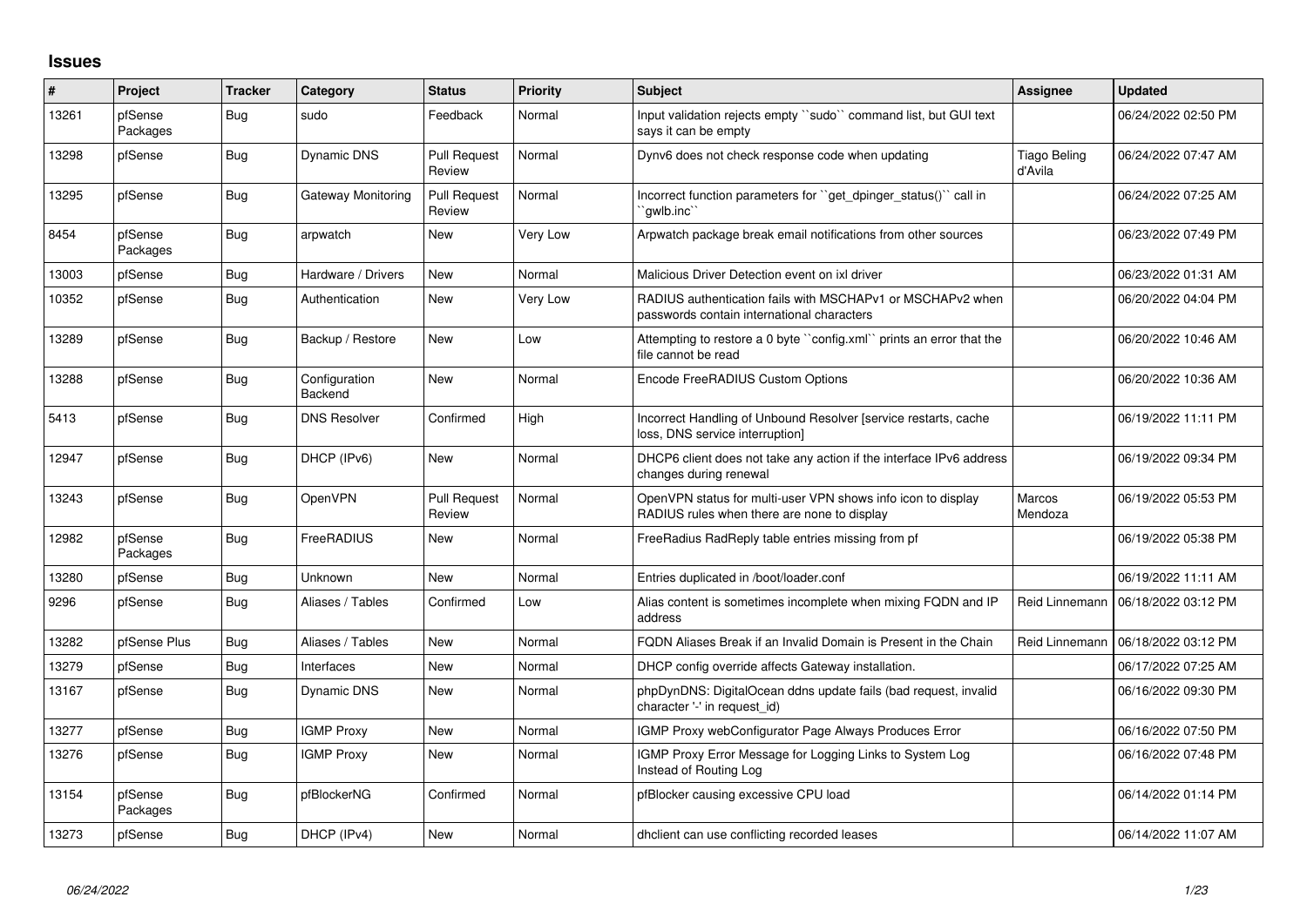# Issues

| # | Project | Tracker | Category | Status | Priority | Subject | Assignee | Updated |
|---|---|---|---|---|---|---|---|---|
| 13261 | pfSense Packages | Bug | sudo | Feedback | Normal | Input validation rejects empty ``sudo`` command list, but GUI text says it can be empty | | 06/24/2022 02:50 PM |
| 13298 | pfSense | Bug | Dynamic DNS | Pull Request Review | Normal | Dynv6 does not check response code when updating | Tiago Beling d'Avila | 06/24/2022 07:47 AM |
| 13295 | pfSense | Bug | Gateway Monitoring | Pull Request Review | Normal | Incorrect function parameters for ``get_dpinger_status()`` call in ``gwlb.inc`` | | 06/24/2022 07:25 AM |
| 8454 | pfSense Packages | Bug | arpwatch | New | Very Low | Arpwatch package break email notifications from other sources | | 06/23/2022 07:49 PM |
| 13003 | pfSense | Bug | Hardware / Drivers | New | Normal | Malicious Driver Detection event on ixl driver | | 06/23/2022 01:31 AM |
| 10352 | pfSense | Bug | Authentication | New | Very Low | RADIUS authentication fails with MSCHAPv1 or MSCHAPv2 when passwords contain international characters | | 06/20/2022 04:04 PM |
| 13289 | pfSense | Bug | Backup / Restore | New | Low | Attempting to restore a 0 byte ``config.xml`` prints an error that the file cannot be read | | 06/20/2022 10:46 AM |
| 13288 | pfSense | Bug | Configuration Backend | New | Normal | Encode FreeRADIUS Custom Options | | 06/20/2022 10:36 AM |
| 5413 | pfSense | Bug | DNS Resolver | Confirmed | High | Incorrect Handling of Unbound Resolver [service restarts, cache loss, DNS service interruption] | | 06/19/2022 11:11 PM |
| 12947 | pfSense | Bug | DHCP (IPv6) | New | Normal | DHCP6 client does not take any action if the interface IPv6 address changes during renewal | | 06/19/2022 09:34 PM |
| 13243 | pfSense | Bug | OpenVPN | Pull Request Review | Normal | OpenVPN status for multi-user VPN shows info icon to display RADIUS rules when there are none to display | Marcos Mendoza | 06/19/2022 05:53 PM |
| 12982 | pfSense Packages | Bug | FreeRADIUS | New | Normal | FreeRadius RadReply table entries missing from pf | | 06/19/2022 05:38 PM |
| 13280 | pfSense | Bug | Unknown | New | Normal | Entries duplicated in /boot/loader.conf | | 06/19/2022 11:11 AM |
| 9296 | pfSense | Bug | Aliases / Tables | Confirmed | Low | Alias content is sometimes incomplete when mixing FQDN and IP address | Reid Linnemann | 06/18/2022 03:12 PM |
| 13282 | pfSense Plus | Bug | Aliases / Tables | New | Normal | FQDN Aliases Break if an Invalid Domain is Present in the Chain | Reid Linnemann | 06/18/2022 03:12 PM |
| 13279 | pfSense | Bug | Interfaces | New | Normal | DHCP config override affects Gateway installation. | | 06/17/2022 07:25 AM |
| 13167 | pfSense | Bug | Dynamic DNS | New | Normal | phpDynDNS: DigitalOcean ddns update fails (bad request, invalid character '-' in request_id) | | 06/16/2022 09:30 PM |
| 13277 | pfSense | Bug | IGMP Proxy | New | Normal | IGMP Proxy webConfigurator Page Always Produces Error | | 06/16/2022 07:50 PM |
| 13276 | pfSense | Bug | IGMP Proxy | New | Normal | IGMP Proxy Error Message for Logging Links to System Log Instead of Routing Log | | 06/16/2022 07:48 PM |
| 13154 | pfSense Packages | Bug | pfBlockerNG | Confirmed | Normal | pfBlocker causing excessive CPU load | | 06/14/2022 01:14 PM |
| 13273 | pfSense | Bug | DHCP (IPv4) | New | Normal | dhclient can use conflicting recorded leases | | 06/14/2022 11:07 AM |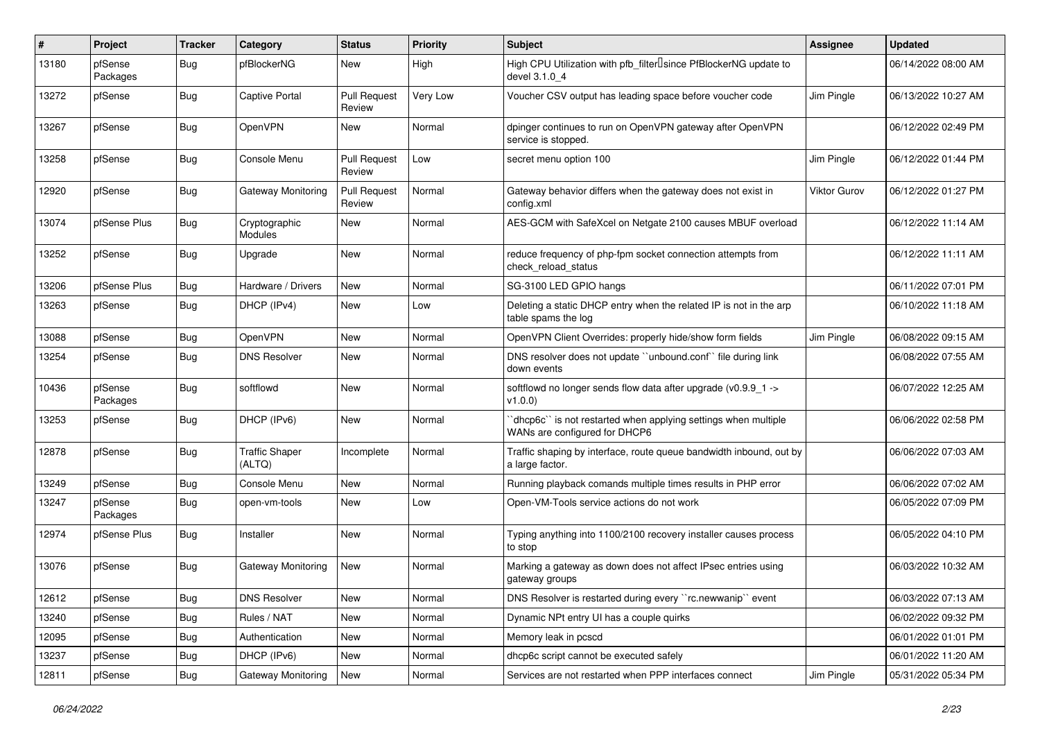| # | Project | Tracker | Category | Status | Priority | Subject | Assignee | Updated |
|---|---|---|---|---|---|---|---|---|
| 13180 | pfSense Packages | Bug | pfBlockerNG | New | High | High CPU Utilization with pfb_filter since PfBlockerNG update to devel 3.1.0_4 | | 06/14/2022 08:00 AM |
| 13272 | pfSense | Bug | Captive Portal | Pull Request Review | Very Low | Voucher CSV output has leading space before voucher code | Jim Pingle | 06/13/2022 10:27 AM |
| 13267 | pfSense | Bug | OpenVPN | New | Normal | dpinger continues to run on OpenVPN gateway after OpenVPN service is stopped. | | 06/12/2022 02:49 PM |
| 13258 | pfSense | Bug | Console Menu | Pull Request Review | Low | secret menu option 100 | Jim Pingle | 06/12/2022 01:44 PM |
| 12920 | pfSense | Bug | Gateway Monitoring | Pull Request Review | Normal | Gateway behavior differs when the gateway does not exist in config.xml | Viktor Gurov | 06/12/2022 01:27 PM |
| 13074 | pfSense Plus | Bug | Cryptographic Modules | New | Normal | AES-GCM with SafeXcel on Netgate 2100 causes MBUF overload | | 06/12/2022 11:14 AM |
| 13252 | pfSense | Bug | Upgrade | New | Normal | reduce frequency of php-fpm socket connection attempts from check_reload_status | | 06/12/2022 11:11 AM |
| 13206 | pfSense Plus | Bug | Hardware / Drivers | New | Normal | SG-3100 LED GPIO hangs | | 06/11/2022 07:01 PM |
| 13263 | pfSense | Bug | DHCP (IPv4) | New | Low | Deleting a static DHCP entry when the related IP is not in the arp table spams the log | | 06/10/2022 11:18 AM |
| 13088 | pfSense | Bug | OpenVPN | New | Normal | OpenVPN Client Overrides: properly hide/show form fields | Jim Pingle | 06/08/2022 09:15 AM |
| 13254 | pfSense | Bug | DNS Resolver | New | Normal | DNS resolver does not update ``unbound.conf`` file during link down events | | 06/08/2022 07:55 AM |
| 10436 | pfSense Packages | Bug | softflowd | New | Normal | softflowd no longer sends flow data after upgrade (v0.9.9_1 -> v1.0.0) | | 06/07/2022 12:25 AM |
| 13253 | pfSense | Bug | DHCP (IPv6) | New | Normal | ``dhcp6c`` is not restarted when applying settings when multiple WANs are configured for DHCP6 | | 06/06/2022 02:58 PM |
| 12878 | pfSense | Bug | Traffic Shaper (ALTQ) | Incomplete | Normal | Traffic shaping by interface, route queue bandwidth inbound, out by a large factor. | | 06/06/2022 07:03 AM |
| 13249 | pfSense | Bug | Console Menu | New | Normal | Running playback comands multiple times results in PHP error | | 06/06/2022 07:02 AM |
| 13247 | pfSense Packages | Bug | open-vm-tools | New | Low | Open-VM-Tools service actions do not work | | 06/05/2022 07:09 PM |
| 12974 | pfSense Plus | Bug | Installer | New | Normal | Typing anything into 1100/2100 recovery installer causes process to stop | | 06/05/2022 04:10 PM |
| 13076 | pfSense | Bug | Gateway Monitoring | New | Normal | Marking a gateway as down does not affect IPsec entries using gateway groups | | 06/03/2022 10:32 AM |
| 12612 | pfSense | Bug | DNS Resolver | New | Normal | DNS Resolver is restarted during every ``rc.newwanip`` event | | 06/03/2022 07:13 AM |
| 13240 | pfSense | Bug | Rules / NAT | New | Normal | Dynamic NPt entry UI has a couple quirks | | 06/02/2022 09:32 PM |
| 12095 | pfSense | Bug | Authentication | New | Normal | Memory leak in pcscd | | 06/01/2022 01:01 PM |
| 13237 | pfSense | Bug | DHCP (IPv6) | New | Normal | dhcp6c script cannot be executed safely | | 06/01/2022 11:20 AM |
| 12811 | pfSense | Bug | Gateway Monitoring | New | Normal | Services are not restarted when PPP interfaces connect | Jim Pingle | 05/31/2022 05:34 PM |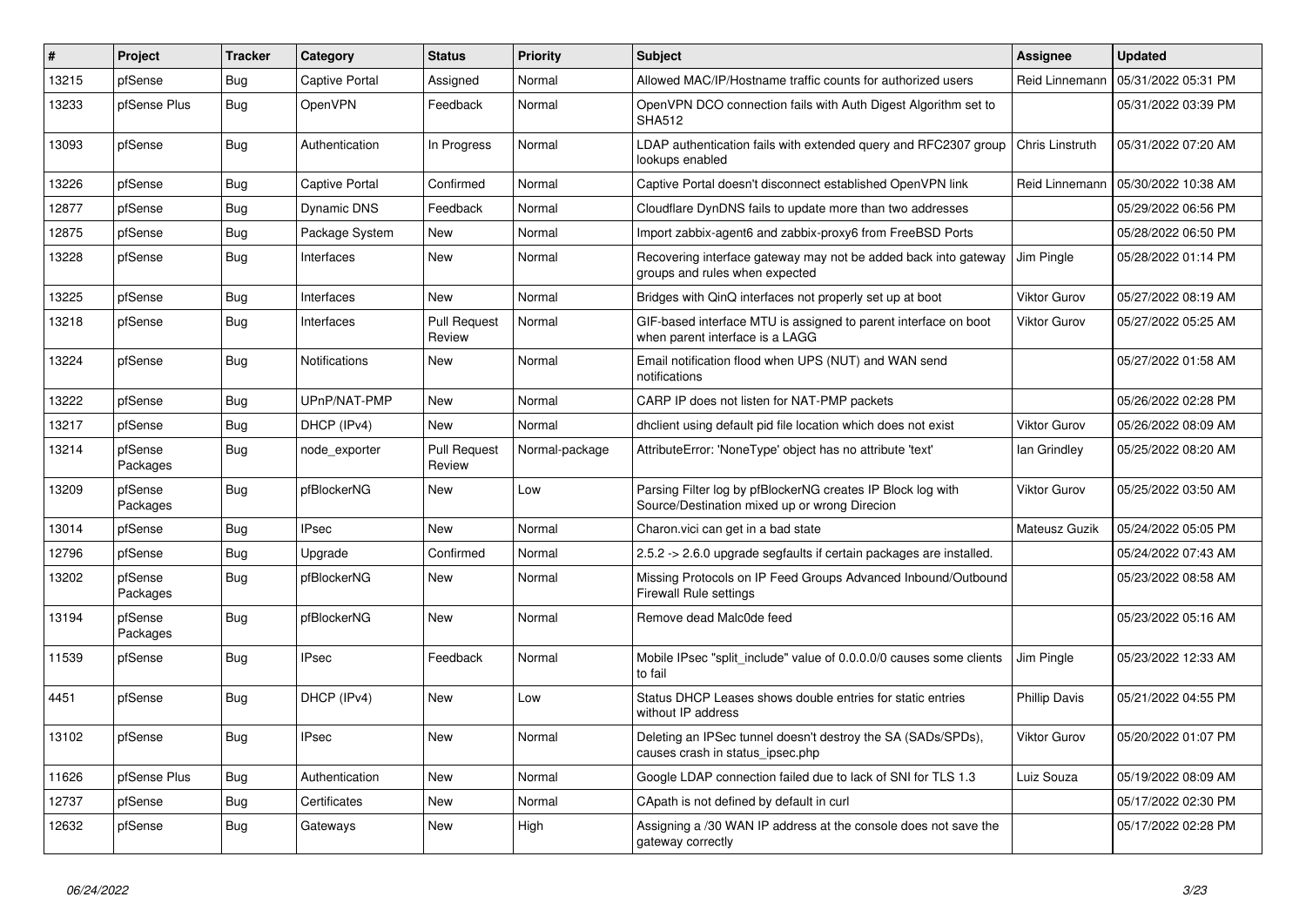| # | Project | Tracker | Category | Status | Priority | Subject | Assignee | Updated |
|---|---|---|---|---|---|---|---|---|
| 13215 | pfSense | Bug | Captive Portal | Assigned | Normal | Allowed MAC/IP/Hostname traffic counts for authorized users | Reid Linnemann | 05/31/2022 05:31 PM |
| 13233 | pfSense Plus | Bug | OpenVPN | Feedback | Normal | OpenVPN DCO connection fails with Auth Digest Algorithm set to SHA512 | | 05/31/2022 03:39 PM |
| 13093 | pfSense | Bug | Authentication | In Progress | Normal | LDAP authentication fails with extended query and RFC2307 group lookups enabled | Chris Linstruth | 05/31/2022 07:20 AM |
| 13226 | pfSense | Bug | Captive Portal | Confirmed | Normal | Captive Portal doesn't disconnect established OpenVPN link | Reid Linnemann | 05/30/2022 10:38 AM |
| 12877 | pfSense | Bug | Dynamic DNS | Feedback | Normal | Cloudflare DynDNS fails to update more than two addresses | | 05/29/2022 06:56 PM |
| 12875 | pfSense | Bug | Package System | New | Normal | Import zabbix-agent6 and zabbix-proxy6 from FreeBSD Ports | | 05/28/2022 06:50 PM |
| 13228 | pfSense | Bug | Interfaces | New | Normal | Recovering interface gateway may not be added back into gateway groups and rules when expected | Jim Pingle | 05/28/2022 01:14 PM |
| 13225 | pfSense | Bug | Interfaces | New | Normal | Bridges with QinQ interfaces not properly set up at boot | Viktor Gurov | 05/27/2022 08:19 AM |
| 13218 | pfSense | Bug | Interfaces | Pull Request Review | Normal | GIF-based interface MTU is assigned to parent interface on boot when parent interface is a LAGG | Viktor Gurov | 05/27/2022 05:25 AM |
| 13224 | pfSense | Bug | Notifications | New | Normal | Email notification flood when UPS (NUT) and WAN send notifications | | 05/27/2022 01:58 AM |
| 13222 | pfSense | Bug | UPnP/NAT-PMP | New | Normal | CARP IP does not listen for NAT-PMP packets | | 05/26/2022 02:28 PM |
| 13217 | pfSense | Bug | DHCP (IPv4) | New | Normal | dhclient using default pid file location which does not exist | Viktor Gurov | 05/26/2022 08:09 AM |
| 13214 | pfSense Packages | Bug | node_exporter | Pull Request Review | Normal-package | AttributeError: 'NoneType' object has no attribute 'text' | Ian Grindley | 05/25/2022 08:20 AM |
| 13209 | pfSense Packages | Bug | pfBlockerNG | New | Low | Parsing Filter log by pfBlockerNG creates IP Block log with Source/Destination mixed up or wrong Direcion | Viktor Gurov | 05/25/2022 03:50 AM |
| 13014 | pfSense | Bug | IPsec | New | Normal | Charon.vici can get in a bad state | Mateusz Guzik | 05/24/2022 05:05 PM |
| 12796 | pfSense | Bug | Upgrade | Confirmed | Normal | 2.5.2 -> 2.6.0 upgrade segfaults if certain packages are installed. | | 05/24/2022 07:43 AM |
| 13202 | pfSense Packages | Bug | pfBlockerNG | New | Normal | Missing Protocols on IP Feed Groups Advanced Inbound/Outbound Firewall Rule settings | | 05/23/2022 08:58 AM |
| 13194 | pfSense Packages | Bug | pfBlockerNG | New | Normal | Remove dead Malc0de feed | | 05/23/2022 05:16 AM |
| 11539 | pfSense | Bug | IPsec | Feedback | Normal | Mobile IPsec "split_include" value of 0.0.0.0/0 causes some clients to fail | Jim Pingle | 05/23/2022 12:33 AM |
| 4451 | pfSense | Bug | DHCP (IPv4) | New | Low | Status DHCP Leases shows double entries for static entries without IP address | Phillip Davis | 05/21/2022 04:55 PM |
| 13102 | pfSense | Bug | IPsec | New | Normal | Deleting an IPSec tunnel doesn't destroy the SA (SADs/SPDs), causes crash in status_ipsec.php | Viktor Gurov | 05/20/2022 01:07 PM |
| 11626 | pfSense Plus | Bug | Authentication | New | Normal | Google LDAP connection failed due to lack of SNI for TLS 1.3 | Luiz Souza | 05/19/2022 08:09 AM |
| 12737 | pfSense | Bug | Certificates | New | Normal | CApath is not defined by default in curl | | 05/17/2022 02:30 PM |
| 12632 | pfSense | Bug | Gateways | New | High | Assigning a /30 WAN IP address at the console does not save the gateway correctly | | 05/17/2022 02:28 PM |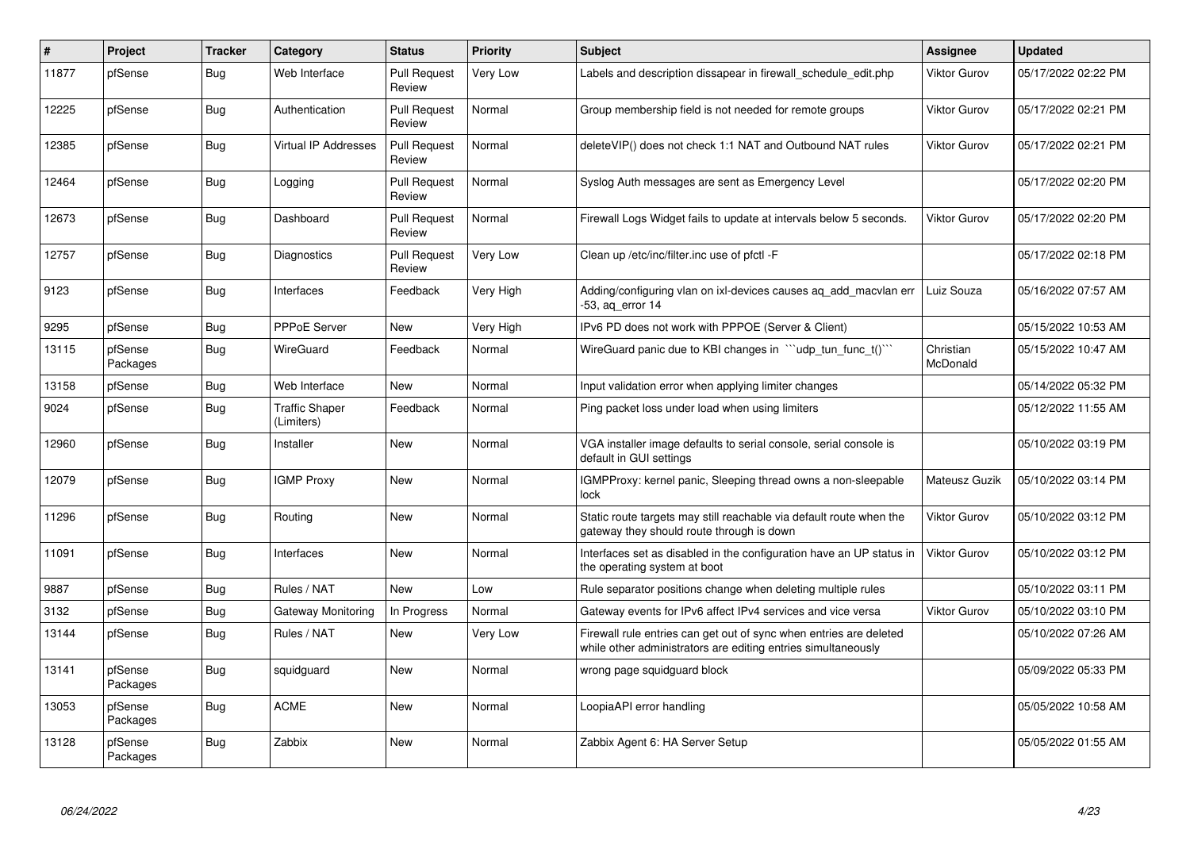| # | Project | Tracker | Category | Status | Priority | Subject | Assignee | Updated |
|---|---|---|---|---|---|---|---|---|
| 11877 | pfSense | Bug | Web Interface | Pull Request Review | Very Low | Labels and description dissapear in firewall_schedule_edit.php | Viktor Gurov | 05/17/2022 02:22 PM |
| 12225 | pfSense | Bug | Authentication | Pull Request Review | Normal | Group membership field is not needed for remote groups | Viktor Gurov | 05/17/2022 02:21 PM |
| 12385 | pfSense | Bug | Virtual IP Addresses | Pull Request Review | Normal | deleteVIP() does not check 1:1 NAT and Outbound NAT rules | Viktor Gurov | 05/17/2022 02:21 PM |
| 12464 | pfSense | Bug | Logging | Pull Request Review | Normal | Syslog Auth messages are sent as Emergency Level | | 05/17/2022 02:20 PM |
| 12673 | pfSense | Bug | Dashboard | Pull Request Review | Normal | Firewall Logs Widget fails to update at intervals below 5 seconds. | Viktor Gurov | 05/17/2022 02:20 PM |
| 12757 | pfSense | Bug | Diagnostics | Pull Request Review | Very Low | Clean up /etc/inc/filter.inc use of pfctl -F | | 05/17/2022 02:18 PM |
| 9123 | pfSense | Bug | Interfaces | Feedback | Very High | Adding/configuring vlan on ixl-devices causes aq_add_macvlan err -53, aq_error 14 | Luiz Souza | 05/16/2022 07:57 AM |
| 9295 | pfSense | Bug | PPPoE Server | New | Very High | IPv6 PD does not work with PPPOE (Server & Client) | | 05/15/2022 10:53 AM |
| 13115 | pfSense Packages | Bug | WireGuard | Feedback | Normal | WireGuard panic due to KBI changes in ```udp_tun_func_t()``` | Christian McDonald | 05/15/2022 10:47 AM |
| 13158 | pfSense | Bug | Web Interface | New | Normal | Input validation error when applying limiter changes | | 05/14/2022 05:32 PM |
| 9024 | pfSense | Bug | Traffic Shaper (Limiters) | Feedback | Normal | Ping packet loss under load when using limiters | | 05/12/2022 11:55 AM |
| 12960 | pfSense | Bug | Installer | New | Normal | VGA installer image defaults to serial console, serial console is default in GUI settings | | 05/10/2022 03:19 PM |
| 12079 | pfSense | Bug | IGMP Proxy | New | Normal | IGMPProxy: kernel panic, Sleeping thread owns a non-sleepable lock | Mateusz Guzik | 05/10/2022 03:14 PM |
| 11296 | pfSense | Bug | Routing | New | Normal | Static route targets may still reachable via default route when the gateway they should route through is down | Viktor Gurov | 05/10/2022 03:12 PM |
| 11091 | pfSense | Bug | Interfaces | New | Normal | Interfaces set as disabled in the configuration have an UP status in the operating system at boot | Viktor Gurov | 05/10/2022 03:12 PM |
| 9887 | pfSense | Bug | Rules / NAT | New | Low | Rule separator positions change when deleting multiple rules | | 05/10/2022 03:11 PM |
| 3132 | pfSense | Bug | Gateway Monitoring | In Progress | Normal | Gateway events for IPv6 affect IPv4 services and vice versa | Viktor Gurov | 05/10/2022 03:10 PM |
| 13144 | pfSense | Bug | Rules / NAT | New | Very Low | Firewall rule entries can get out of sync when entries are deleted while other administrators are editing entries simultaneously | | 05/10/2022 07:26 AM |
| 13141 | pfSense Packages | Bug | squidguard | New | Normal | wrong page squidguard block | | 05/09/2022 05:33 PM |
| 13053 | pfSense Packages | Bug | ACME | New | Normal | LoopiaAPI error handling | | 05/05/2022 10:58 AM |
| 13128 | pfSense Packages | Bug | Zabbix | New | Normal | Zabbix Agent 6: HA Server Setup | | 05/05/2022 01:55 AM |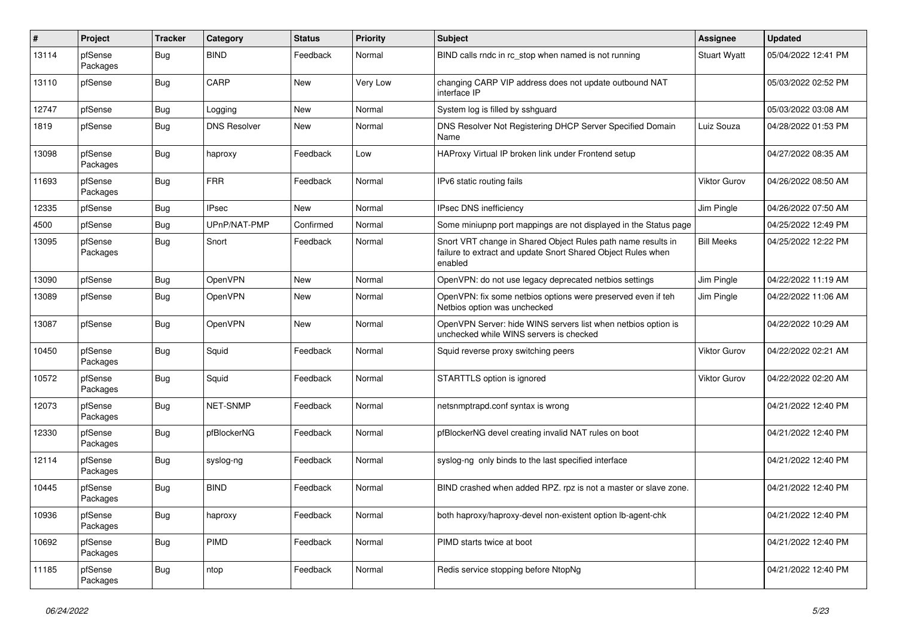| # | Project | Tracker | Category | Status | Priority | Subject | Assignee | Updated |
|---|---|---|---|---|---|---|---|---|
| 13114 | pfSense Packages | Bug | BIND | Feedback | Normal | BIND calls rndc in rc_stop when named is not running | Stuart Wyatt | 05/04/2022 12:41 PM |
| 13110 | pfSense | Bug | CARP | New | Very Low | changing CARP VIP address does not update outbound NAT interface IP | | 05/03/2022 02:52 PM |
| 12747 | pfSense | Bug | Logging | New | Normal | System log is filled by sshguard | | 05/03/2022 03:08 AM |
| 1819 | pfSense | Bug | DNS Resolver | New | Normal | DNS Resolver Not Registering DHCP Server Specified Domain Name | Luiz Souza | 04/28/2022 01:53 PM |
| 13098 | pfSense Packages | Bug | haproxy | Feedback | Low | HAProxy Virtual IP broken link under Frontend setup | | 04/27/2022 08:35 AM |
| 11693 | pfSense Packages | Bug | FRR | Feedback | Normal | IPv6 static routing fails | Viktor Gurov | 04/26/2022 08:50 AM |
| 12335 | pfSense | Bug | IPsec | New | Normal | IPsec DNS inefficiency | Jim Pingle | 04/26/2022 07:50 AM |
| 4500 | pfSense | Bug | UPnP/NAT-PMP | Confirmed | Normal | Some miniupnp port mappings are not displayed in the Status page | | 04/25/2022 12:49 PM |
| 13095 | pfSense Packages | Bug | Snort | Feedback | Normal | Snort VRT change in Shared Object Rules path name results in failure to extract and update Snort Shared Object Rules when enabled | Bill Meeks | 04/25/2022 12:22 PM |
| 13090 | pfSense | Bug | OpenVPN | New | Normal | OpenVPN: do not use legacy deprecated netbios settings | Jim Pingle | 04/22/2022 11:19 AM |
| 13089 | pfSense | Bug | OpenVPN | New | Normal | OpenVPN: fix some netbios options were preserved even if teh Netbios option was unchecked | Jim Pingle | 04/22/2022 11:06 AM |
| 13087 | pfSense | Bug | OpenVPN | New | Normal | OpenVPN Server: hide WINS servers list when netbios option is unchecked while WINS servers is checked | | 04/22/2022 10:29 AM |
| 10450 | pfSense Packages | Bug | Squid | Feedback | Normal | Squid reverse proxy switching peers | Viktor Gurov | 04/22/2022 02:21 AM |
| 10572 | pfSense Packages | Bug | Squid | Feedback | Normal | STARTTLS option is ignored | Viktor Gurov | 04/22/2022 02:20 AM |
| 12073 | pfSense Packages | Bug | NET-SNMP | Feedback | Normal | netsnmptrapd.conf syntax is wrong | | 04/21/2022 12:40 PM |
| 12330 | pfSense Packages | Bug | pfBlockerNG | Feedback | Normal | pfBlockerNG devel creating invalid NAT rules on boot | | 04/21/2022 12:40 PM |
| 12114 | pfSense Packages | Bug | syslog-ng | Feedback | Normal | syslog-ng only binds to the last specified interface | | 04/21/2022 12:40 PM |
| 10445 | pfSense Packages | Bug | BIND | Feedback | Normal | BIND crashed when added RPZ. rpz is not a master or slave zone. | | 04/21/2022 12:40 PM |
| 10936 | pfSense Packages | Bug | haproxy | Feedback | Normal | both haproxy/haproxy-devel non-existent option lb-agent-chk | | 04/21/2022 12:40 PM |
| 10692 | pfSense Packages | Bug | PIMD | Feedback | Normal | PIMD starts twice at boot | | 04/21/2022 12:40 PM |
| 11185 | pfSense Packages | Bug | ntop | Feedback | Normal | Redis service stopping before NtopNg | | 04/21/2022 12:40 PM |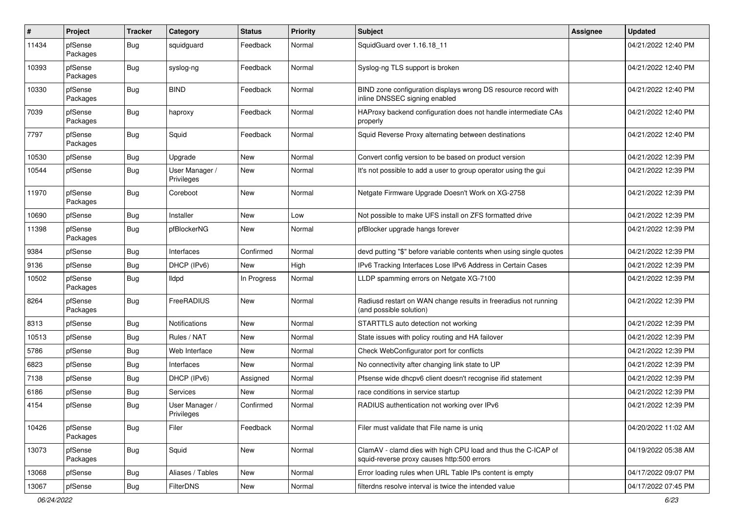| # | Project | Tracker | Category | Status | Priority | Subject | Assignee | Updated |
|---|---|---|---|---|---|---|---|---|
| 11434 | pfSense Packages | Bug | squidguard | Feedback | Normal | SquidGuard over 1.16.18_11 | | 04/21/2022 12:40 PM |
| 10393 | pfSense Packages | Bug | syslog-ng | Feedback | Normal | Syslog-ng TLS support is broken | | 04/21/2022 12:40 PM |
| 10330 | pfSense Packages | Bug | BIND | Feedback | Normal | BIND zone configuration displays wrong DS resource record with inline DNSSEC signing enabled | | 04/21/2022 12:40 PM |
| 7039 | pfSense Packages | Bug | haproxy | Feedback | Normal | HAProxy backend configuration does not handle intermediate CAs properly | | 04/21/2022 12:40 PM |
| 7797 | pfSense Packages | Bug | Squid | Feedback | Normal | Squid Reverse Proxy alternating between destinations | | 04/21/2022 12:40 PM |
| 10530 | pfSense | Bug | Upgrade | New | Normal | Convert config version to be based on product version | | 04/21/2022 12:39 PM |
| 10544 | pfSense | Bug | User Manager / Privileges | New | Normal | It's not possible to add a user to group operator using the gui | | 04/21/2022 12:39 PM |
| 11970 | pfSense Packages | Bug | Coreboot | New | Normal | Netgate Firmware Upgrade Doesn't Work on XG-2758 | | 04/21/2022 12:39 PM |
| 10690 | pfSense | Bug | Installer | New | Low | Not possible to make UFS install on ZFS formatted drive | | 04/21/2022 12:39 PM |
| 11398 | pfSense Packages | Bug | pfBlockerNG | New | Normal | pfBlocker upgrade hangs forever | | 04/21/2022 12:39 PM |
| 9384 | pfSense | Bug | Interfaces | Confirmed | Normal | devd putting "$" before variable contents when using single quotes | | 04/21/2022 12:39 PM |
| 9136 | pfSense | Bug | DHCP (IPv6) | New | High | IPv6 Tracking Interfaces Lose IPv6 Address in Certain Cases | | 04/21/2022 12:39 PM |
| 10502 | pfSense Packages | Bug | lldpd | In Progress | Normal | LLDP spamming errors on Netgate XG-7100 | | 04/21/2022 12:39 PM |
| 8264 | pfSense Packages | Bug | FreeRADIUS | New | Normal | Radiusd restart on WAN change results in freeradius not running (and possible solution) | | 04/21/2022 12:39 PM |
| 8313 | pfSense | Bug | Notifications | New | Normal | STARTTLS auto detection not working | | 04/21/2022 12:39 PM |
| 10513 | pfSense | Bug | Rules / NAT | New | Normal | State issues with policy routing and HA failover | | 04/21/2022 12:39 PM |
| 5786 | pfSense | Bug | Web Interface | New | Normal | Check WebConfigurator port for conflicts | | 04/21/2022 12:39 PM |
| 6823 | pfSense | Bug | Interfaces | New | Normal | No connectivity after changing link state to UP | | 04/21/2022 12:39 PM |
| 7138 | pfSense | Bug | DHCP (IPv6) | Assigned | Normal | Pfsense wide dhcpv6 client doesn't recognise ifid statement | | 04/21/2022 12:39 PM |
| 6186 | pfSense | Bug | Services | New | Normal | race conditions in service startup | | 04/21/2022 12:39 PM |
| 4154 | pfSense | Bug | User Manager / Privileges | Confirmed | Normal | RADIUS authentication not working over IPv6 | | 04/21/2022 12:39 PM |
| 10426 | pfSense Packages | Bug | Filer | Feedback | Normal | Filer must validate that File name is uniq | | 04/20/2022 11:02 AM |
| 13073 | pfSense Packages | Bug | Squid | New | Normal | ClamAV - clamd dies with high CPU load and thus the C-ICAP of squid-reverse proxy causes http:500 errors | | 04/19/2022 05:38 AM |
| 13068 | pfSense | Bug | Aliases / Tables | New | Normal | Error loading rules when URL Table IPs content is empty | | 04/17/2022 09:07 PM |
| 13067 | pfSense | Bug | FilterDNS | New | Normal | filterdns resolve interval is twice the intended value | | 04/17/2022 07:45 PM |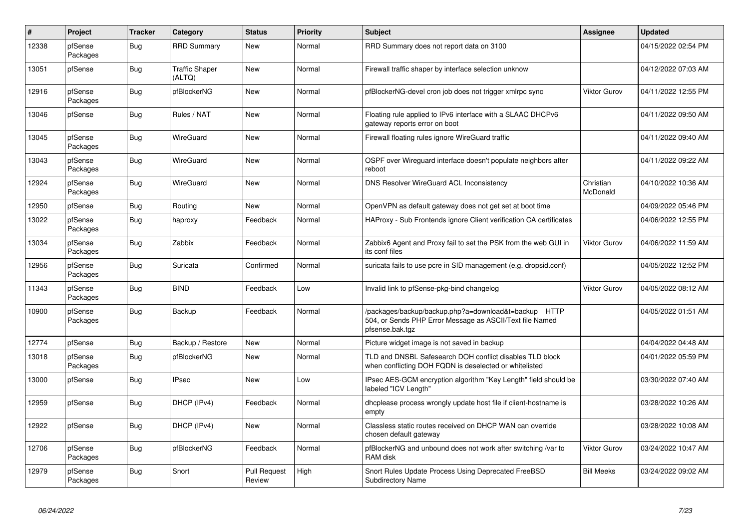| # | Project | Tracker | Category | Status | Priority | Subject | Assignee | Updated |
|---|---|---|---|---|---|---|---|---|
| 12338 | pfSense Packages | Bug | RRD Summary | New | Normal | RRD Summary does not report data on 3100 | | 04/15/2022 02:54 PM |
| 13051 | pfSense | Bug | Traffic Shaper (ALTQ) | New | Normal | Firewall traffic shaper by interface selection unknow | | 04/12/2022 07:03 AM |
| 12916 | pfSense Packages | Bug | pfBlockerNG | New | Normal | pfBlockerNG-devel cron job does not trigger xmlrpc sync | Viktor Gurov | 04/11/2022 12:55 PM |
| 13046 | pfSense | Bug | Rules / NAT | New | Normal | Floating rule applied to IPv6 interface with a SLAAC DHCPv6 gateway reports error on boot | | 04/11/2022 09:50 AM |
| 13045 | pfSense Packages | Bug | WireGuard | New | Normal | Firewall floating rules ignore WireGuard traffic | | 04/11/2022 09:40 AM |
| 13043 | pfSense Packages | Bug | WireGuard | New | Normal | OSPF over Wireguard interface doesn't populate neighbors after reboot | | 04/11/2022 09:22 AM |
| 12924 | pfSense Packages | Bug | WireGuard | New | Normal | DNS Resolver WireGuard ACL Inconsistency | Christian McDonald | 04/10/2022 10:36 AM |
| 12950 | pfSense | Bug | Routing | New | Normal | OpenVPN as default gateway does not get set at boot time | | 04/09/2022 05:46 PM |
| 13022 | pfSense Packages | Bug | haproxy | Feedback | Normal | HAProxy - Sub Frontends ignore Client verification CA certificates | | 04/06/2022 12:55 PM |
| 13034 | pfSense Packages | Bug | Zabbix | Feedback | Normal | Zabbix6 Agent and Proxy fail to set the PSK from the web GUI in its conf files | Viktor Gurov | 04/06/2022 11:59 AM |
| 12956 | pfSense Packages | Bug | Suricata | Confirmed | Normal | suricata fails to use pcre in SID management (e.g. dropsid.conf) | | 04/05/2022 12:52 PM |
| 11343 | pfSense Packages | Bug | BIND | Feedback | Low | Invalid link to pfSense-pkg-bind changelog | Viktor Gurov | 04/05/2022 08:12 AM |
| 10900 | pfSense Packages | Bug | Backup | Feedback | Normal | /packages/backup/backup.php?a=download&t=backup HTTP 504, or Sends PHP Error Message as ASCII/Text file Named pfsense.bak.tgz | | 04/05/2022 01:51 AM |
| 12774 | pfSense | Bug | Backup / Restore | New | Normal | Picture widget image is not saved in backup | | 04/04/2022 04:48 AM |
| 13018 | pfSense Packages | Bug | pfBlockerNG | New | Normal | TLD and DNSBL Safesearch DOH conflict disables TLD block when conflicting DOH FQDN is deselected or whitelisted | | 04/01/2022 05:59 PM |
| 13000 | pfSense | Bug | IPsec | New | Low | IPsec AES-GCM encryption algorithm "Key Length" field should be labeled "ICV Length" | | 03/30/2022 07:40 AM |
| 12959 | pfSense | Bug | DHCP (IPv4) | Feedback | Normal | dhcplease process wrongly update host file if client-hostname is empty | | 03/28/2022 10:26 AM |
| 12922 | pfSense | Bug | DHCP (IPv4) | New | Normal | Classless static routes received on DHCP WAN can override chosen default gateway | | 03/28/2022 10:08 AM |
| 12706 | pfSense Packages | Bug | pfBlockerNG | Feedback | Normal | pfBlockerNG and unbound does not work after switching /var to RAM disk | Viktor Gurov | 03/24/2022 10:47 AM |
| 12979 | pfSense Packages | Bug | Snort | Pull Request Review | High | Snort Rules Update Process Using Deprecated FreeBSD Subdirectory Name | Bill Meeks | 03/24/2022 09:02 AM |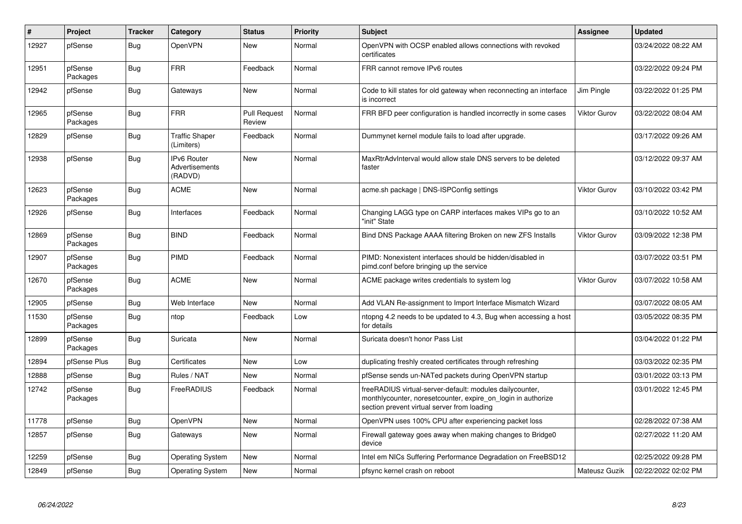| # | Project | Tracker | Category | Status | Priority | Subject | Assignee | Updated |
|---|---|---|---|---|---|---|---|---|
| 12927 | pfSense | Bug | OpenVPN | New | Normal | OpenVPN with OCSP enabled allows connections with revoked certificates | | 03/24/2022 08:22 AM |
| 12951 | pfSense Packages | Bug | FRR | Feedback | Normal | FRR cannot remove IPv6 routes | | 03/22/2022 09:24 PM |
| 12942 | pfSense | Bug | Gateways | New | Normal | Code to kill states for old gateway when reconnecting an interface is incorrect | Jim Pingle | 03/22/2022 01:25 PM |
| 12965 | pfSense Packages | Bug | FRR | Pull Request Review | Normal | FRR BFD peer configuration is handled incorrectly in some cases | Viktor Gurov | 03/22/2022 08:04 AM |
| 12829 | pfSense | Bug | Traffic Shaper (Limiters) | Feedback | Normal | Dummynet kernel module fails to load after upgrade. | | 03/17/2022 09:26 AM |
| 12938 | pfSense | Bug | IPv6 Router Advertisements (RADVD) | New | Normal | MaxRtrAdvInterval would allow stale DNS servers to be deleted faster | | 03/12/2022 09:37 AM |
| 12623 | pfSense Packages | Bug | ACME | New | Normal | acme.sh package \| DNS-ISPConfig settings | Viktor Gurov | 03/10/2022 03:42 PM |
| 12926 | pfSense | Bug | Interfaces | Feedback | Normal | Changing LAGG type on CARP interfaces makes VIPs go to an "init" State | | 03/10/2022 10:52 AM |
| 12869 | pfSense Packages | Bug | BIND | Feedback | Normal | Bind DNS Package AAAA filtering Broken on new ZFS Installs | Viktor Gurov | 03/09/2022 12:38 PM |
| 12907 | pfSense Packages | Bug | PIMD | Feedback | Normal | PIMD: Nonexistent interfaces should be hidden/disabled in pimd.conf before bringing up the service | | 03/07/2022 03:51 PM |
| 12670 | pfSense Packages | Bug | ACME | New | Normal | ACME package writes credentials to system log | Viktor Gurov | 03/07/2022 10:58 AM |
| 12905 | pfSense | Bug | Web Interface | New | Normal | Add VLAN Re-assignment to Import Interface Mismatch Wizard | | 03/07/2022 08:05 AM |
| 11530 | pfSense Packages | Bug | ntop | Feedback | Low | ntopng 4.2 needs to be updated to 4.3, Bug when accessing a host for details | | 03/05/2022 08:35 PM |
| 12899 | pfSense Packages | Bug | Suricata | New | Normal | Suricata doesn't honor Pass List | | 03/04/2022 01:22 PM |
| 12894 | pfSense Plus | Bug | Certificates | New | Low | duplicating freshly created certificates through refreshing | | 03/03/2022 02:35 PM |
| 12888 | pfSense | Bug | Rules / NAT | New | Normal | pfSense sends un-NATed packets during OpenVPN startup | | 03/01/2022 03:13 PM |
| 12742 | pfSense Packages | Bug | FreeRADIUS | Feedback | Normal | freeRADIUS virtual-server-default: modules dailycounter, monthlycounter, noresetcounter, expire_on_login in authorize section prevent virtual server from loading | | 03/01/2022 12:45 PM |
| 11778 | pfSense | Bug | OpenVPN | New | Normal | OpenVPN uses 100% CPU after experiencing packet loss | | 02/28/2022 07:38 AM |
| 12857 | pfSense | Bug | Gateways | New | Normal | Firewall gateway goes away when making changes to Bridge0 device | | 02/27/2022 11:20 AM |
| 12259 | pfSense | Bug | Operating System | New | Normal | Intel em NICs Suffering Performance Degradation on FreeBSD12 | | 02/25/2022 09:28 PM |
| 12849 | pfSense | Bug | Operating System | New | Normal | pfsync kernel crash on reboot | Mateusz Guzik | 02/22/2022 02:02 PM |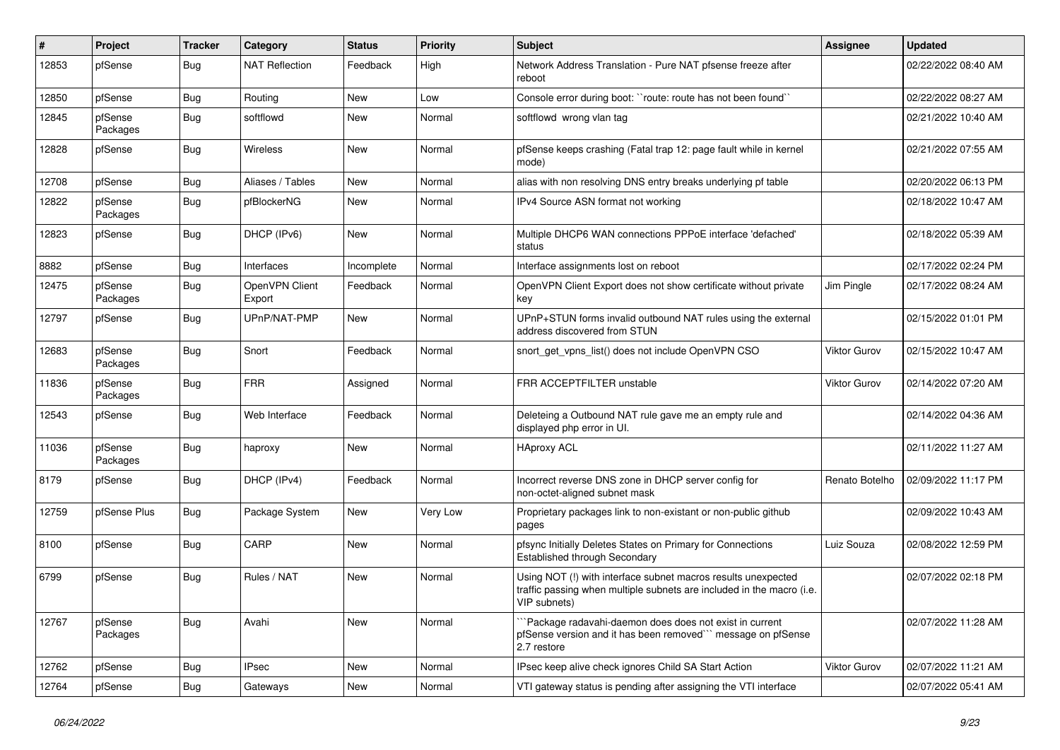| # | Project | Tracker | Category | Status | Priority | Subject | Assignee | Updated |
|---|---|---|---|---|---|---|---|---|
| 12853 | pfSense | Bug | NAT Reflection | Feedback | High | Network Address Translation - Pure NAT pfsense freeze after reboot | | 02/22/2022 08:40 AM |
| 12850 | pfSense | Bug | Routing | New | Low | Console error during boot: ``route: route has not been found`` | | 02/22/2022 08:27 AM |
| 12845 | pfSense Packages | Bug | softflowd | New | Normal | softflowd wrong vlan tag | | 02/21/2022 10:40 AM |
| 12828 | pfSense | Bug | Wireless | New | Normal | pfSense keeps crashing (Fatal trap 12: page fault while in kernel mode) | | 02/21/2022 07:55 AM |
| 12708 | pfSense | Bug | Aliases / Tables | New | Normal | alias with non resolving DNS entry breaks underlying pf table | | 02/20/2022 06:13 PM |
| 12822 | pfSense Packages | Bug | pfBlockerNG | New | Normal | IPv4 Source ASN format not working | | 02/18/2022 10:47 AM |
| 12823 | pfSense | Bug | DHCP (IPv6) | New | Normal | Multiple DHCP6 WAN connections PPPoE interface 'defached' status | | 02/18/2022 05:39 AM |
| 8882 | pfSense | Bug | Interfaces | Incomplete | Normal | Interface assignments lost on reboot | | 02/17/2022 02:24 PM |
| 12475 | pfSense Packages | Bug | OpenVPN Client Export | Feedback | Normal | OpenVPN Client Export does not show certificate without private key | Jim Pingle | 02/17/2022 08:24 AM |
| 12797 | pfSense | Bug | UPnP/NAT-PMP | New | Normal | UPnP+STUN forms invalid outbound NAT rules using the external address discovered from STUN | | 02/15/2022 01:01 PM |
| 12683 | pfSense Packages | Bug | Snort | Feedback | Normal | snort_get_vpns_list() does not include OpenVPN CSO | Viktor Gurov | 02/15/2022 10:47 AM |
| 11836 | pfSense Packages | Bug | FRR | Assigned | Normal | FRR ACCEPTFILTER unstable | Viktor Gurov | 02/14/2022 07:20 AM |
| 12543 | pfSense | Bug | Web Interface | Feedback | Normal | Deleteing a Outbound NAT rule gave me an empty rule and displayed php error in UI. | | 02/14/2022 04:36 AM |
| 11036 | pfSense Packages | Bug | haproxy | New | Normal | HAproxy ACL | | 02/11/2022 11:27 AM |
| 8179 | pfSense | Bug | DHCP (IPv4) | Feedback | Normal | Incorrect reverse DNS zone in DHCP server config for non-octet-aligned subnet mask | Renato Botelho | 02/09/2022 11:17 PM |
| 12759 | pfSense Plus | Bug | Package System | New | Very Low | Proprietary packages link to non-existant or non-public github pages | | 02/09/2022 10:43 AM |
| 8100 | pfSense | Bug | CARP | New | Normal | pfsync Initially Deletes States on Primary for Connections Established through Secondary | Luiz Souza | 02/08/2022 12:59 PM |
| 6799 | pfSense | Bug | Rules / NAT | New | Normal | Using NOT (!) with interface subnet macros results unexpected traffic passing when multiple subnets are included in the macro (i.e. VIP subnets) | | 02/07/2022 02:18 PM |
| 12767 | pfSense Packages | Bug | Avahi | New | Normal | ```Package radavahi-daemon does does not exist in current pfSense version and it has been removed``` message on pfSense 2.7 restore | | 02/07/2022 11:28 AM |
| 12762 | pfSense | Bug | IPsec | New | Normal | IPsec keep alive check ignores Child SA Start Action | Viktor Gurov | 02/07/2022 11:21 AM |
| 12764 | pfSense | Bug | Gateways | New | Normal | VTI gateway status is pending after assigning the VTI interface | | 02/07/2022 05:41 AM |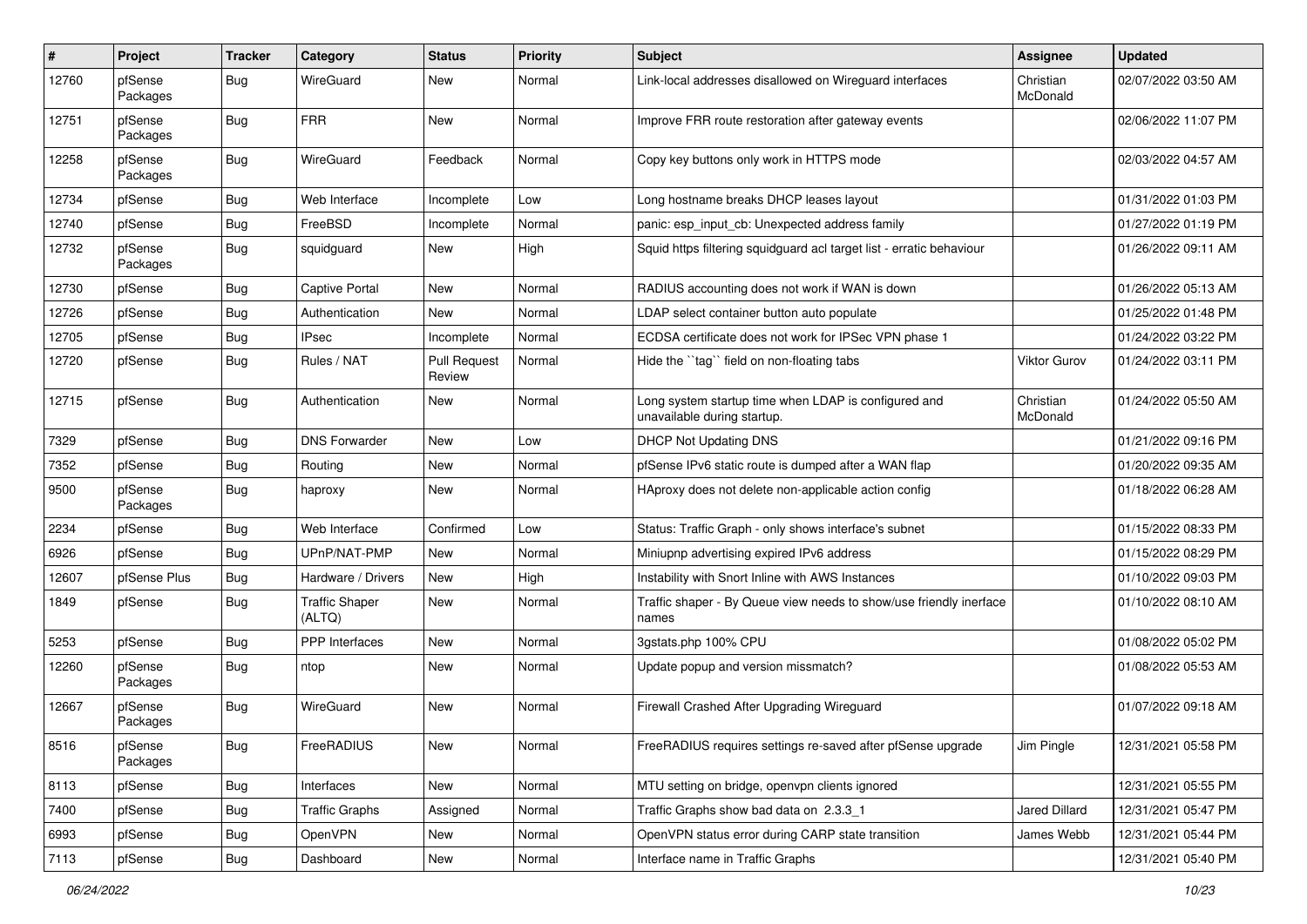| # | Project | Tracker | Category | Status | Priority | Subject | Assignee | Updated |
|---|---|---|---|---|---|---|---|---|
| 12760 | pfSense Packages | Bug | WireGuard | New | Normal | Link-local addresses disallowed on Wireguard interfaces | Christian McDonald | 02/07/2022 03:50 AM |
| 12751 | pfSense Packages | Bug | FRR | New | Normal | Improve FRR route restoration after gateway events | | 02/06/2022 11:07 PM |
| 12258 | pfSense Packages | Bug | WireGuard | Feedback | Normal | Copy key buttons only work in HTTPS mode | | 02/03/2022 04:57 AM |
| 12734 | pfSense | Bug | Web Interface | Incomplete | Low | Long hostname breaks DHCP leases layout | | 01/31/2022 01:03 PM |
| 12740 | pfSense | Bug | FreeBSD | Incomplete | Normal | panic: esp_input_cb: Unexpected address family | | 01/27/2022 01:19 PM |
| 12732 | pfSense Packages | Bug | squidguard | New | High | Squid https filtering squidguard acl target list - erratic behaviour | | 01/26/2022 09:11 AM |
| 12730 | pfSense | Bug | Captive Portal | New | Normal | RADIUS accounting does not work if WAN is down | | 01/26/2022 05:13 AM |
| 12726 | pfSense | Bug | Authentication | New | Normal | LDAP select container button auto populate | | 01/25/2022 01:48 PM |
| 12705 | pfSense | Bug | IPsec | Incomplete | Normal | ECDSA certificate does not work for IPSec VPN phase 1 | | 01/24/2022 03:22 PM |
| 12720 | pfSense | Bug | Rules / NAT | Pull Request Review | Normal | Hide the ``tag`` field on non-floating tabs | Viktor Gurov | 01/24/2022 03:11 PM |
| 12715 | pfSense | Bug | Authentication | New | Normal | Long system startup time when LDAP is configured and unavailable during startup. | Christian McDonald | 01/24/2022 05:50 AM |
| 7329 | pfSense | Bug | DNS Forwarder | New | Low | DHCP Not Updating DNS | | 01/21/2022 09:16 PM |
| 7352 | pfSense | Bug | Routing | New | Normal | pfSense IPv6 static route is dumped after a WAN flap | | 01/20/2022 09:35 AM |
| 9500 | pfSense Packages | Bug | haproxy | New | Normal | HAproxy does not delete non-applicable action config | | 01/18/2022 06:28 AM |
| 2234 | pfSense | Bug | Web Interface | Confirmed | Low | Status: Traffic Graph - only shows interface's subnet | | 01/15/2022 08:33 PM |
| 6926 | pfSense | Bug | UPnP/NAT-PMP | New | Normal | Miniupnp advertising expired IPv6 address | | 01/15/2022 08:29 PM |
| 12607 | pfSense Plus | Bug | Hardware / Drivers | New | High | Instability with Snort Inline with AWS Instances | | 01/10/2022 09:03 PM |
| 1849 | pfSense | Bug | Traffic Shaper (ALTQ) | New | Normal | Traffic shaper - By Queue view needs to show/use friendly inerface names | | 01/10/2022 08:10 AM |
| 5253 | pfSense | Bug | PPP Interfaces | New | Normal | 3gstats.php 100% CPU | | 01/08/2022 05:02 PM |
| 12260 | pfSense Packages | Bug | ntop | New | Normal | Update popup and version missmatch? | | 01/08/2022 05:53 AM |
| 12667 | pfSense Packages | Bug | WireGuard | New | Normal | Firewall Crashed After Upgrading Wireguard | | 01/07/2022 09:18 AM |
| 8516 | pfSense Packages | Bug | FreeRADIUS | New | Normal | FreeRADIUS requires settings re-saved after pfSense upgrade | Jim Pingle | 12/31/2021 05:58 PM |
| 8113 | pfSense | Bug | Interfaces | New | Normal | MTU setting on bridge, openvpn clients ignored | | 12/31/2021 05:55 PM |
| 7400 | pfSense | Bug | Traffic Graphs | Assigned | Normal | Traffic Graphs show bad data on 2.3.3_1 | Jared Dillard | 12/31/2021 05:47 PM |
| 6993 | pfSense | Bug | OpenVPN | New | Normal | OpenVPN status error during CARP state transition | James Webb | 12/31/2021 05:44 PM |
| 7113 | pfSense | Bug | Dashboard | New | Normal | Interface name in Traffic Graphs | | 12/31/2021 05:40 PM |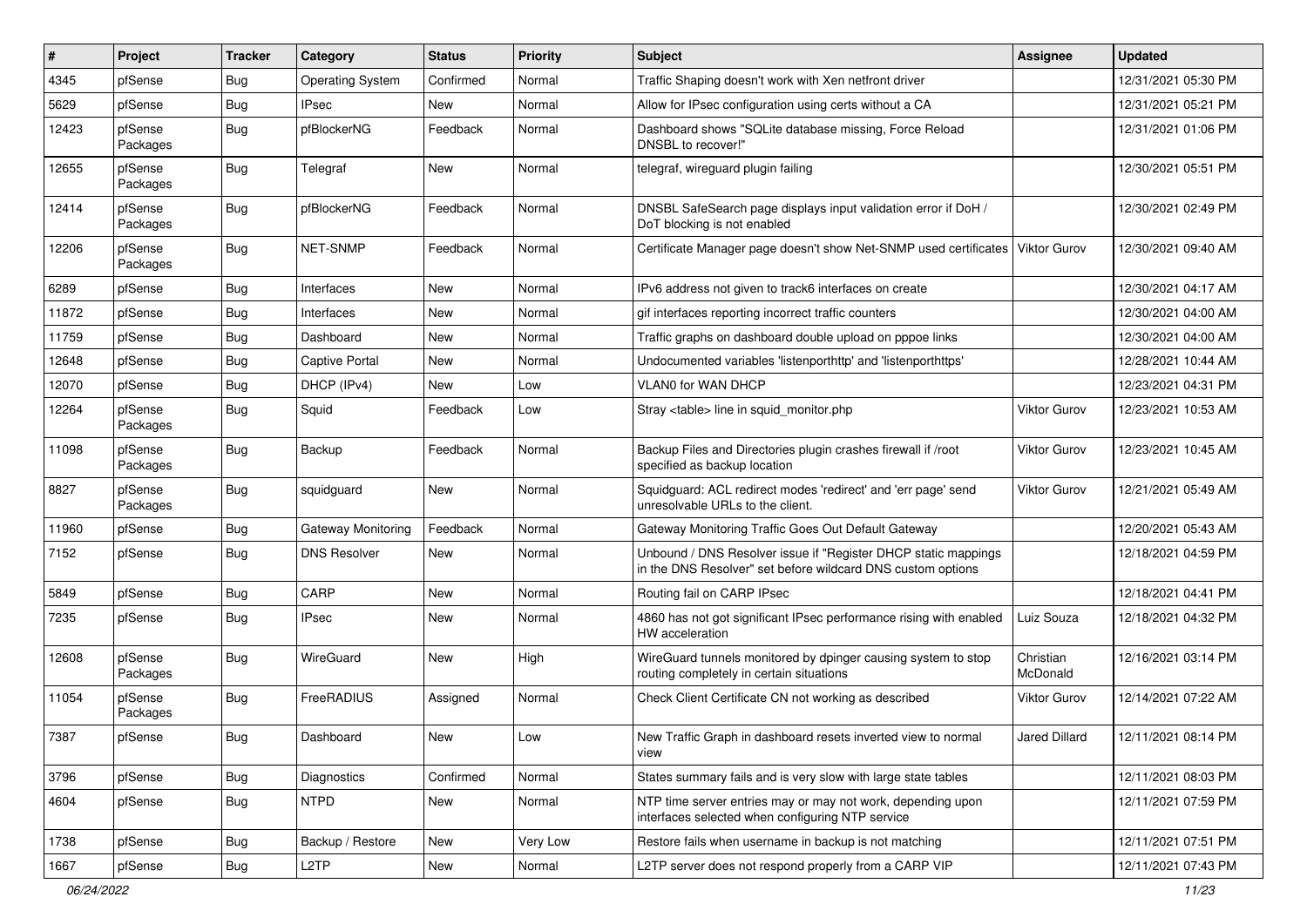| # | Project | Tracker | Category | Status | Priority | Subject | Assignee | Updated |
|---|---|---|---|---|---|---|---|---|
| 4345 | pfSense | Bug | Operating System | Confirmed | Normal | Traffic Shaping doesn't work with Xen netfront driver | | 12/31/2021 05:30 PM |
| 5629 | pfSense | Bug | IPsec | New | Normal | Allow for IPsec configuration using certs without a CA | | 12/31/2021 05:21 PM |
| 12423 | pfSense Packages | Bug | pfBlockerNG | Feedback | Normal | Dashboard shows "SQLite database missing, Force Reload DNSBL to recover!" | | 12/31/2021 01:06 PM |
| 12655 | pfSense Packages | Bug | Telegraf | New | Normal | telegraf, wireguard plugin failing | | 12/30/2021 05:51 PM |
| 12414 | pfSense Packages | Bug | pfBlockerNG | Feedback | Normal | DNSBL SafeSearch page displays input validation error if DoH / DoT blocking is not enabled | | 12/30/2021 02:49 PM |
| 12206 | pfSense Packages | Bug | NET-SNMP | Feedback | Normal | Certificate Manager page doesn't show Net-SNMP used certificates | Viktor Gurov | 12/30/2021 09:40 AM |
| 6289 | pfSense | Bug | Interfaces | New | Normal | IPv6 address not given to track6 interfaces on create | | 12/30/2021 04:17 AM |
| 11872 | pfSense | Bug | Interfaces | New | Normal | gif interfaces reporting incorrect traffic counters | | 12/30/2021 04:00 AM |
| 11759 | pfSense | Bug | Dashboard | New | Normal | Traffic graphs on dashboard double upload on pppoe links | | 12/30/2021 04:00 AM |
| 12648 | pfSense | Bug | Captive Portal | New | Normal | Undocumented variables 'listenporthttp' and 'listenporthttps' | | 12/28/2021 10:44 AM |
| 12070 | pfSense | Bug | DHCP (IPv4) | New | Low | VLAN0 for WAN DHCP | | 12/23/2021 04:31 PM |
| 12264 | pfSense Packages | Bug | Squid | Feedback | Low | Stray <table> line in squid_monitor.php | Viktor Gurov | 12/23/2021 10:53 AM |
| 11098 | pfSense Packages | Bug | Backup | Feedback | Normal | Backup Files and Directories plugin crashes firewall if /root specified as backup location | Viktor Gurov | 12/23/2021 10:45 AM |
| 8827 | pfSense Packages | Bug | squidguard | New | Normal | Squidguard: ACL redirect modes 'redirect' and 'err page' send unresolvable URLs to the client. | Viktor Gurov | 12/21/2021 05:49 AM |
| 11960 | pfSense | Bug | Gateway Monitoring | Feedback | Normal | Gateway Monitoring Traffic Goes Out Default Gateway | | 12/20/2021 05:43 AM |
| 7152 | pfSense | Bug | DNS Resolver | New | Normal | Unbound / DNS Resolver issue if "Register DHCP static mappings in the DNS Resolver" set before wildcard DNS custom options | | 12/18/2021 04:59 PM |
| 5849 | pfSense | Bug | CARP | New | Normal | Routing fail on CARP IPsec | | 12/18/2021 04:41 PM |
| 7235 | pfSense | Bug | IPsec | New | Normal | 4860 has not got significant IPsec performance rising with enabled HW acceleration | Luiz Souza | 12/18/2021 04:32 PM |
| 12608 | pfSense Packages | Bug | WireGuard | New | High | WireGuard tunnels monitored by dpinger causing system to stop routing completely in certain situations | Christian McDonald | 12/16/2021 03:14 PM |
| 11054 | pfSense Packages | Bug | FreeRADIUS | Assigned | Normal | Check Client Certificate CN not working as described | Viktor Gurov | 12/14/2021 07:22 AM |
| 7387 | pfSense | Bug | Dashboard | New | Low | New Traffic Graph in dashboard resets inverted view to normal view | Jared Dillard | 12/11/2021 08:14 PM |
| 3796 | pfSense | Bug | Diagnostics | Confirmed | Normal | States summary fails and is very slow with large state tables | | 12/11/2021 08:03 PM |
| 4604 | pfSense | Bug | NTPD | New | Normal | NTP time server entries may or may not work, depending upon interfaces selected when configuring NTP service | | 12/11/2021 07:59 PM |
| 1738 | pfSense | Bug | Backup / Restore | New | Very Low | Restore fails when username in backup is not matching | | 12/11/2021 07:51 PM |
| 1667 | pfSense | Bug | L2TP | New | Normal | L2TP server does not respond properly from a CARP VIP | | 12/11/2021 07:43 PM |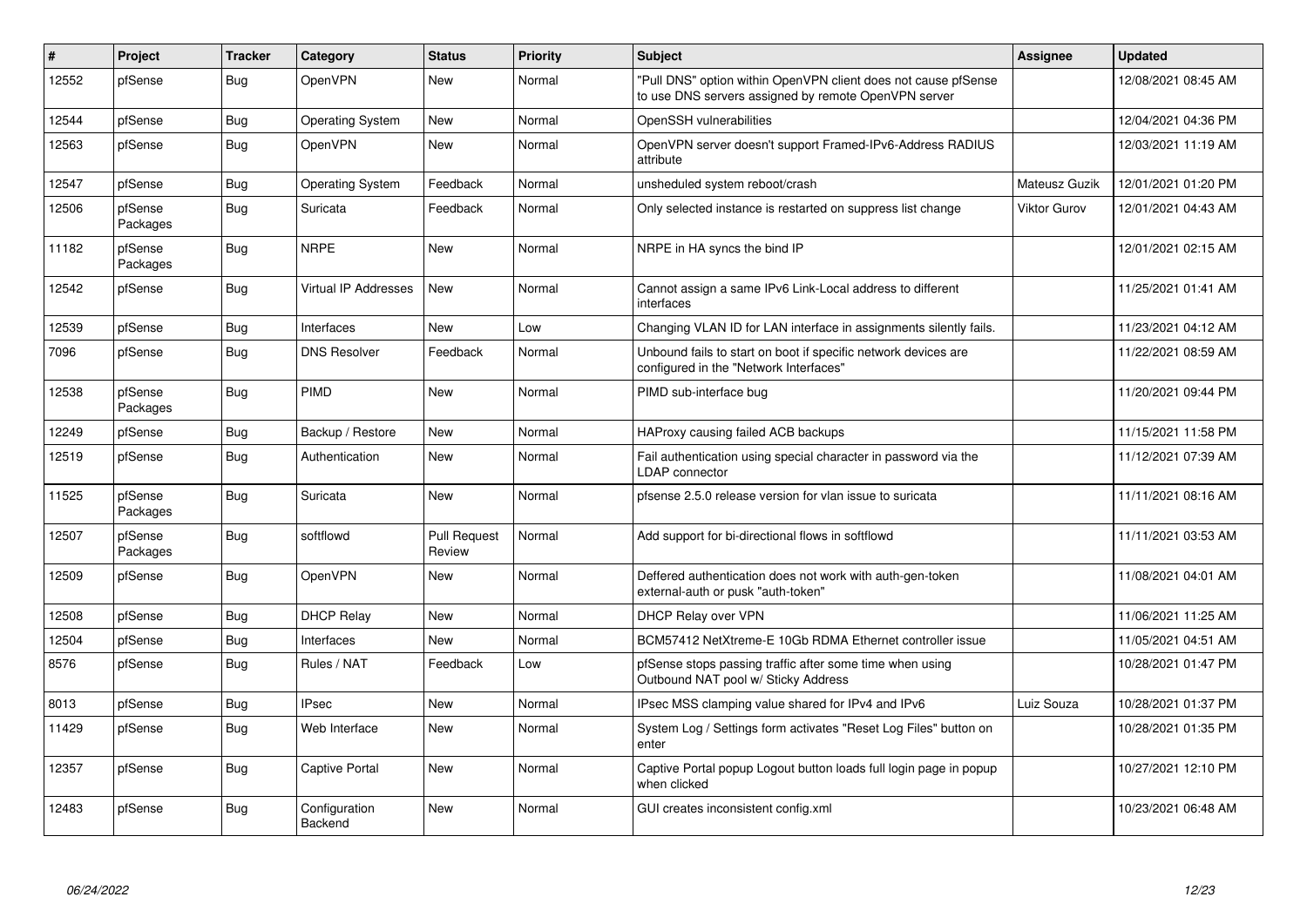| # | Project | Tracker | Category | Status | Priority | Subject | Assignee | Updated |
|---|---|---|---|---|---|---|---|---|
| 12552 | pfSense | Bug | OpenVPN | New | Normal | "Pull DNS" option within OpenVPN client does not cause pfSense to use DNS servers assigned by remote OpenVPN server | | 12/08/2021 08:45 AM |
| 12544 | pfSense | Bug | Operating System | New | Normal | OpenSSH vulnerabilities | | 12/04/2021 04:36 PM |
| 12563 | pfSense | Bug | OpenVPN | New | Normal | OpenVPN server doesn't support Framed-IPv6-Address RADIUS attribute | | 12/03/2021 11:19 AM |
| 12547 | pfSense | Bug | Operating System | Feedback | Normal | unsheduled system reboot/crash | Mateusz Guzik | 12/01/2021 01:20 PM |
| 12506 | pfSense Packages | Bug | Suricata | Feedback | Normal | Only selected instance is restarted on suppress list change | Viktor Gurov | 12/01/2021 04:43 AM |
| 11182 | pfSense Packages | Bug | NRPE | New | Normal | NRPE in HA syncs the bind IP | | 12/01/2021 02:15 AM |
| 12542 | pfSense | Bug | Virtual IP Addresses | New | Normal | Cannot assign a same IPv6 Link-Local address to different interfaces | | 11/25/2021 01:41 AM |
| 12539 | pfSense | Bug | Interfaces | New | Low | Changing VLAN ID for LAN interface in assignments silently fails. | | 11/23/2021 04:12 AM |
| 7096 | pfSense | Bug | DNS Resolver | Feedback | Normal | Unbound fails to start on boot if specific network devices are configured in the "Network Interfaces" | | 11/22/2021 08:59 AM |
| 12538 | pfSense Packages | Bug | PIMD | New | Normal | PIMD sub-interface bug | | 11/20/2021 09:44 PM |
| 12249 | pfSense | Bug | Backup / Restore | New | Normal | HAProxy causing failed ACB backups | | 11/15/2021 11:58 PM |
| 12519 | pfSense | Bug | Authentication | New | Normal | Fail authentication using special character in password via the LDAP connector | | 11/12/2021 07:39 AM |
| 11525 | pfSense Packages | Bug | Suricata | New | Normal | pfsense 2.5.0 release version for vlan issue to suricata | | 11/11/2021 08:16 AM |
| 12507 | pfSense Packages | Bug | softflowd | Pull Request Review | Normal | Add support for bi-directional flows in softflowd | | 11/11/2021 03:53 AM |
| 12509 | pfSense | Bug | OpenVPN | New | Normal | Deffered authentication does not work with auth-gen-token external-auth or pusk "auth-token" | | 11/08/2021 04:01 AM |
| 12508 | pfSense | Bug | DHCP Relay | New | Normal | DHCP Relay over VPN | | 11/06/2021 11:25 AM |
| 12504 | pfSense | Bug | Interfaces | New | Normal | BCM57412 NetXtreme-E 10Gb RDMA Ethernet controller issue | | 11/05/2021 04:51 AM |
| 8576 | pfSense | Bug | Rules / NAT | Feedback | Low | pfSense stops passing traffic after some time when using Outbound NAT pool w/ Sticky Address | | 10/28/2021 01:47 PM |
| 8013 | pfSense | Bug | IPsec | New | Normal | IPsec MSS clamping value shared for IPv4 and IPv6 | Luiz Souza | 10/28/2021 01:37 PM |
| 11429 | pfSense | Bug | Web Interface | New | Normal | System Log / Settings form activates "Reset Log Files" button on enter | | 10/28/2021 01:35 PM |
| 12357 | pfSense | Bug | Captive Portal | New | Normal | Captive Portal popup Logout button loads full login page in popup when clicked | | 10/27/2021 12:10 PM |
| 12483 | pfSense | Bug | Configuration Backend | New | Normal | GUI creates inconsistent config.xml | | 10/23/2021 06:48 AM |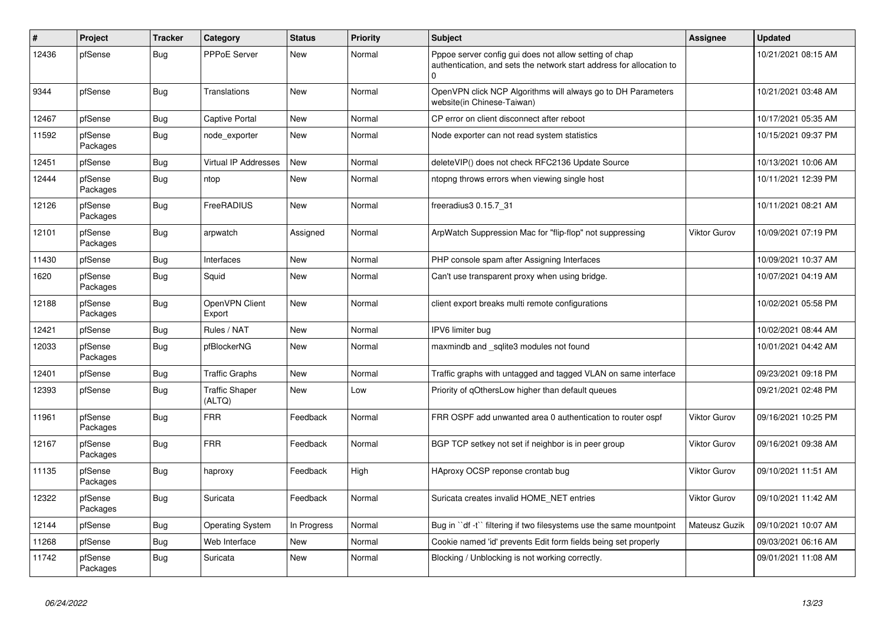| # | Project | Tracker | Category | Status | Priority | Subject | Assignee | Updated |
|---|---|---|---|---|---|---|---|---|
| 12436 | pfSense | Bug | PPPoE Server | New | Normal | Pppoe server config gui does not allow setting of chap authentication, and sets the network start address for allocation to 0 | | 10/21/2021 08:15 AM |
| 9344 | pfSense | Bug | Translations | New | Normal | OpenVPN click NCP Algorithms will always go to DH Parameters website(in Chinese-Taiwan) | | 10/21/2021 03:48 AM |
| 12467 | pfSense | Bug | Captive Portal | New | Normal | CP error on client disconnect after reboot | | 10/17/2021 05:35 AM |
| 11592 | pfSense Packages | Bug | node_exporter | New | Normal | Node exporter can not read system statistics | | 10/15/2021 09:37 PM |
| 12451 | pfSense | Bug | Virtual IP Addresses | New | Normal | deleteVIP() does not check RFC2136 Update Source | | 10/13/2021 10:06 AM |
| 12444 | pfSense Packages | Bug | ntop | New | Normal | ntopng throws errors when viewing single host | | 10/11/2021 12:39 PM |
| 12126 | pfSense Packages | Bug | FreeRADIUS | New | Normal | freeradius3 0.15.7_31 | | 10/11/2021 08:21 AM |
| 12101 | pfSense Packages | Bug | arpwatch | Assigned | Normal | ArpWatch Suppression Mac for "flip-flop" not suppressing | Viktor Gurov | 10/09/2021 07:19 PM |
| 11430 | pfSense | Bug | Interfaces | New | Normal | PHP console spam after Assigning Interfaces | | 10/09/2021 10:37 AM |
| 1620 | pfSense Packages | Bug | Squid | New | Normal | Can't use transparent proxy when using bridge. | | 10/07/2021 04:19 AM |
| 12188 | pfSense Packages | Bug | OpenVPN Client Export | New | Normal | client export breaks multi remote configurations | | 10/02/2021 05:58 PM |
| 12421 | pfSense | Bug | Rules / NAT | New | Normal | IPV6 limiter bug | | 10/02/2021 08:44 AM |
| 12033 | pfSense Packages | Bug | pfBlockerNG | New | Normal | maxmindb and _sqlite3 modules not found | | 10/01/2021 04:42 AM |
| 12401 | pfSense | Bug | Traffic Graphs | New | Normal | Traffic graphs with untagged and tagged VLAN on same interface | | 09/23/2021 09:18 PM |
| 12393 | pfSense | Bug | Traffic Shaper (ALTQ) | New | Low | Priority of qOthersLow higher than default queues | | 09/21/2021 02:48 PM |
| 11961 | pfSense Packages | Bug | FRR | Feedback | Normal | FRR OSPF add unwanted area 0 authentication to router ospf | Viktor Gurov | 09/16/2021 10:25 PM |
| 12167 | pfSense Packages | Bug | FRR | Feedback | Normal | BGP TCP setkey not set if neighbor is in peer group | Viktor Gurov | 09/16/2021 09:38 AM |
| 11135 | pfSense Packages | Bug | haproxy | Feedback | High | HAproxy OCSP reponse crontab bug | Viktor Gurov | 09/10/2021 11:51 AM |
| 12322 | pfSense Packages | Bug | Suricata | Feedback | Normal | Suricata creates invalid HOME_NET entries | Viktor Gurov | 09/10/2021 11:42 AM |
| 12144 | pfSense | Bug | Operating System | In Progress | Normal | Bug in ``df -t`` filtering if two filesystems use the same mountpoint | Mateusz Guzik | 09/10/2021 10:07 AM |
| 11268 | pfSense | Bug | Web Interface | New | Normal | Cookie named 'id' prevents Edit form fields being set properly | | 09/03/2021 06:16 AM |
| 11742 | pfSense Packages | Bug | Suricata | New | Normal | Blocking / Unblocking is not working correctly. | | 09/01/2021 11:08 AM |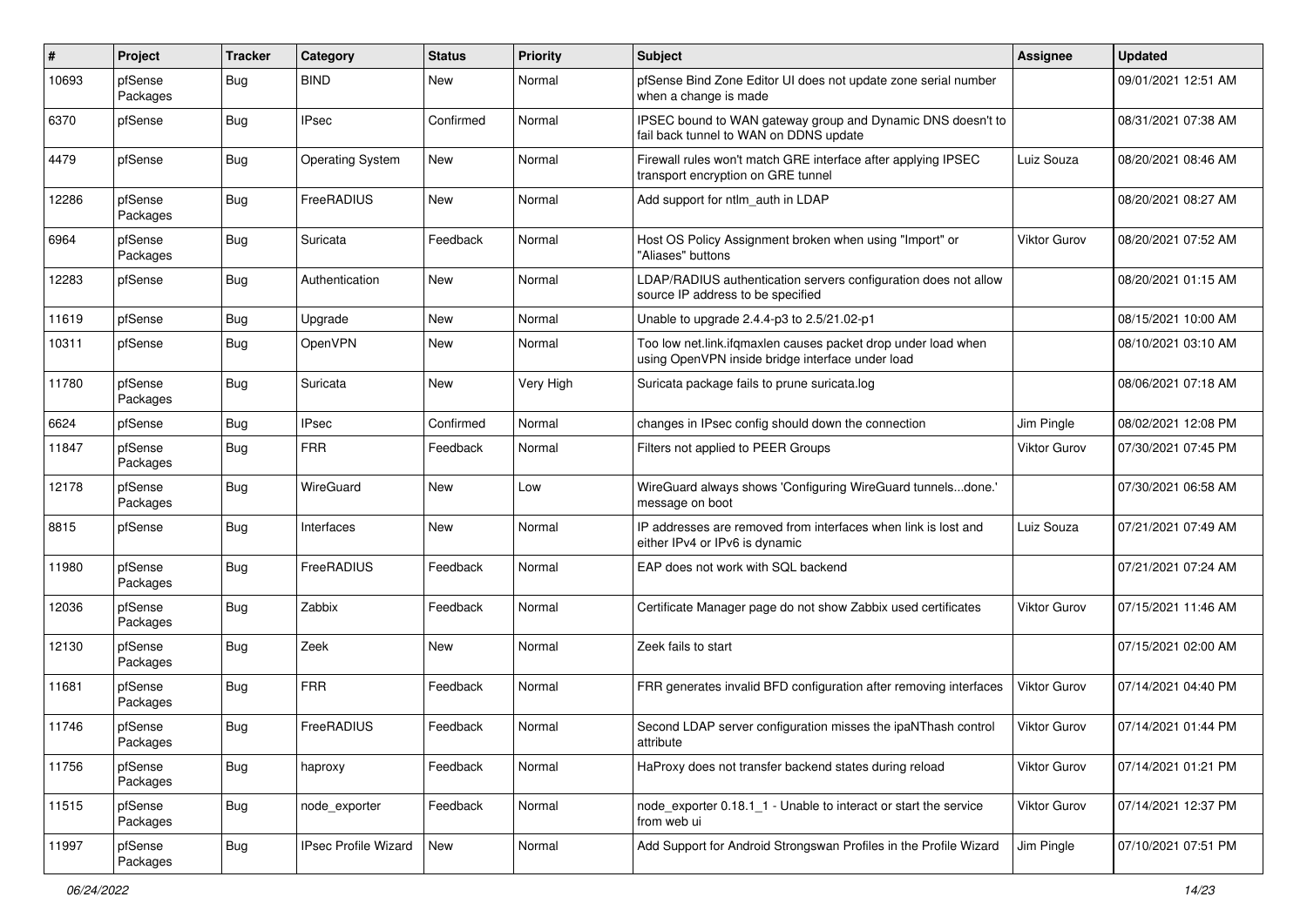| # | Project | Tracker | Category | Status | Priority | Subject | Assignee | Updated |
|---|---|---|---|---|---|---|---|---|
| 10693 | pfSense Packages | Bug | BIND | New | Normal | pfSense Bind Zone Editor UI does not update zone serial number when a change is made | | 09/01/2021 12:51 AM |
| 6370 | pfSense | Bug | IPsec | Confirmed | Normal | IPSEC bound to WAN gateway group and Dynamic DNS doesn't to fail back tunnel to WAN on DDNS update | | 08/31/2021 07:38 AM |
| 4479 | pfSense | Bug | Operating System | New | Normal | Firewall rules won't match GRE interface after applying IPSEC transport encryption on GRE tunnel | Luiz Souza | 08/20/2021 08:46 AM |
| 12286 | pfSense Packages | Bug | FreeRADIUS | New | Normal | Add support for ntlm_auth in LDAP | | 08/20/2021 08:27 AM |
| 6964 | pfSense Packages | Bug | Suricata | Feedback | Normal | Host OS Policy Assignment broken when using "Import" or "Aliases" buttons | Viktor Gurov | 08/20/2021 07:52 AM |
| 12283 | pfSense | Bug | Authentication | New | Normal | LDAP/RADIUS authentication servers configuration does not allow source IP address to be specified | | 08/20/2021 01:15 AM |
| 11619 | pfSense | Bug | Upgrade | New | Normal | Unable to upgrade 2.4.4-p3 to 2.5/21.02-p1 | | 08/15/2021 10:00 AM |
| 10311 | pfSense | Bug | OpenVPN | New | Normal | Too low net.link.ifqmaxlen causes packet drop under load when using OpenVPN inside bridge interface under load | | 08/10/2021 03:10 AM |
| 11780 | pfSense Packages | Bug | Suricata | New | Very High | Suricata package fails to prune suricata.log | | 08/06/2021 07:18 AM |
| 6624 | pfSense | Bug | IPsec | Confirmed | Normal | changes in IPsec config should down the connection | Jim Pingle | 08/02/2021 12:08 PM |
| 11847 | pfSense Packages | Bug | FRR | Feedback | Normal | Filters not applied to PEER Groups | Viktor Gurov | 07/30/2021 07:45 PM |
| 12178 | pfSense Packages | Bug | WireGuard | New | Low | WireGuard always shows 'Configuring WireGuard tunnels...done.' message on boot | | 07/30/2021 06:58 AM |
| 8815 | pfSense | Bug | Interfaces | New | Normal | IP addresses are removed from interfaces when link is lost and either IPv4 or IPv6 is dynamic | Luiz Souza | 07/21/2021 07:49 AM |
| 11980 | pfSense Packages | Bug | FreeRADIUS | Feedback | Normal | EAP does not work with SQL backend | | 07/21/2021 07:24 AM |
| 12036 | pfSense Packages | Bug | Zabbix | Feedback | Normal | Certificate Manager page do not show Zabbix used certificates | Viktor Gurov | 07/15/2021 11:46 AM |
| 12130 | pfSense Packages | Bug | Zeek | New | Normal | Zeek fails to start | | 07/15/2021 02:00 AM |
| 11681 | pfSense Packages | Bug | FRR | Feedback | Normal | FRR generates invalid BFD configuration after removing interfaces | Viktor Gurov | 07/14/2021 04:40 PM |
| 11746 | pfSense Packages | Bug | FreeRADIUS | Feedback | Normal | Second LDAP server configuration misses the ipaNThash control attribute | Viktor Gurov | 07/14/2021 01:44 PM |
| 11756 | pfSense Packages | Bug | haproxy | Feedback | Normal | HaProxy does not transfer backend states during reload | Viktor Gurov | 07/14/2021 01:21 PM |
| 11515 | pfSense Packages | Bug | node_exporter | Feedback | Normal | node_exporter 0.18.1_1 - Unable to interact or start the service from web ui | Viktor Gurov | 07/14/2021 12:37 PM |
| 11997 | pfSense Packages | Bug | IPsec Profile Wizard | New | Normal | Add Support for Android Strongswan Profiles in the Profile Wizard | Jim Pingle | 07/10/2021 07:51 PM |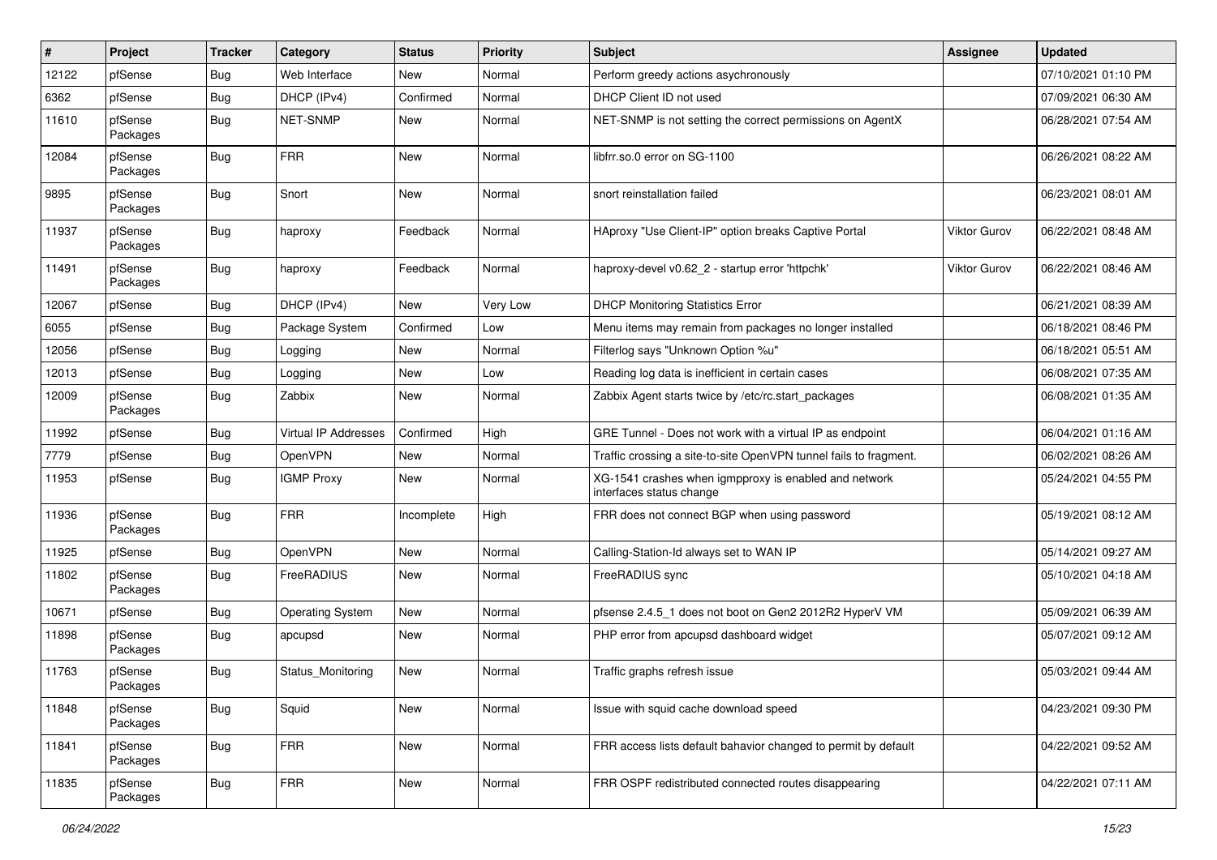| # | Project | Tracker | Category | Status | Priority | Subject | Assignee | Updated |
|---|---|---|---|---|---|---|---|---|
| 12122 | pfSense | Bug | Web Interface | New | Normal | Perform greedy actions asychronously | | 07/10/2021 01:10 PM |
| 6362 | pfSense | Bug | DHCP (IPv4) | Confirmed | Normal | DHCP Client ID not used | | 07/09/2021 06:30 AM |
| 11610 | pfSense Packages | Bug | NET-SNMP | New | Normal | NET-SNMP is not setting the correct permissions on AgentX | | 06/28/2021 07:54 AM |
| 12084 | pfSense Packages | Bug | FRR | New | Normal | libfrr.so.0 error on SG-1100 | | 06/26/2021 08:22 AM |
| 9895 | pfSense Packages | Bug | Snort | New | Normal | snort reinstallation failed | | 06/23/2021 08:01 AM |
| 11937 | pfSense Packages | Bug | haproxy | Feedback | Normal | HAproxy "Use Client-IP" option breaks Captive Portal | Viktor Gurov | 06/22/2021 08:48 AM |
| 11491 | pfSense Packages | Bug | haproxy | Feedback | Normal | haproxy-devel v0.62_2 - startup error 'httpchk' | Viktor Gurov | 06/22/2021 08:46 AM |
| 12067 | pfSense | Bug | DHCP (IPv4) | New | Very Low | DHCP Monitoring Statistics Error | | 06/21/2021 08:39 AM |
| 6055 | pfSense | Bug | Package System | Confirmed | Low | Menu items may remain from packages no longer installed | | 06/18/2021 08:46 PM |
| 12056 | pfSense | Bug | Logging | New | Normal | Filterlog says "Unknown Option %u" | | 06/18/2021 05:51 AM |
| 12013 | pfSense | Bug | Logging | New | Low | Reading log data is inefficient in certain cases | | 06/08/2021 07:35 AM |
| 12009 | pfSense Packages | Bug | Zabbix | New | Normal | Zabbix Agent starts twice by /etc/rc.start_packages | | 06/08/2021 01:35 AM |
| 11992 | pfSense | Bug | Virtual IP Addresses | Confirmed | High | GRE Tunnel - Does not work with a virtual IP as endpoint | | 06/04/2021 01:16 AM |
| 7779 | pfSense | Bug | OpenVPN | New | Normal | Traffic crossing a site-to-site OpenVPN tunnel fails to fragment. | | 06/02/2021 08:26 AM |
| 11953 | pfSense | Bug | IGMP Proxy | New | Normal | XG-1541 crashes when igmpproxy is enabled and network interfaces status change | | 05/24/2021 04:55 PM |
| 11936 | pfSense Packages | Bug | FRR | Incomplete | High | FRR does not connect BGP when using password | | 05/19/2021 08:12 AM |
| 11925 | pfSense | Bug | OpenVPN | New | Normal | Calling-Station-Id always set to WAN IP | | 05/14/2021 09:27 AM |
| 11802 | pfSense Packages | Bug | FreeRADIUS | New | Normal | FreeRADIUS sync | | 05/10/2021 04:18 AM |
| 10671 | pfSense | Bug | Operating System | New | Normal | pfsense 2.4.5_1 does not boot on Gen2 2012R2 HyperV VM | | 05/09/2021 06:39 AM |
| 11898 | pfSense Packages | Bug | apcupsd | New | Normal | PHP error from apcupsd dashboard widget | | 05/07/2021 09:12 AM |
| 11763 | pfSense Packages | Bug | Status_Monitoring | New | Normal | Traffic graphs refresh issue | | 05/03/2021 09:44 AM |
| 11848 | pfSense Packages | Bug | Squid | New | Normal | Issue with squid cache download speed | | 04/23/2021 09:30 PM |
| 11841 | pfSense Packages | Bug | FRR | New | Normal | FRR access lists default bahavior changed to permit by default | | 04/22/2021 09:52 AM |
| 11835 | pfSense Packages | Bug | FRR | New | Normal | FRR OSPF redistributed connected routes disappearing | | 04/22/2021 07:11 AM |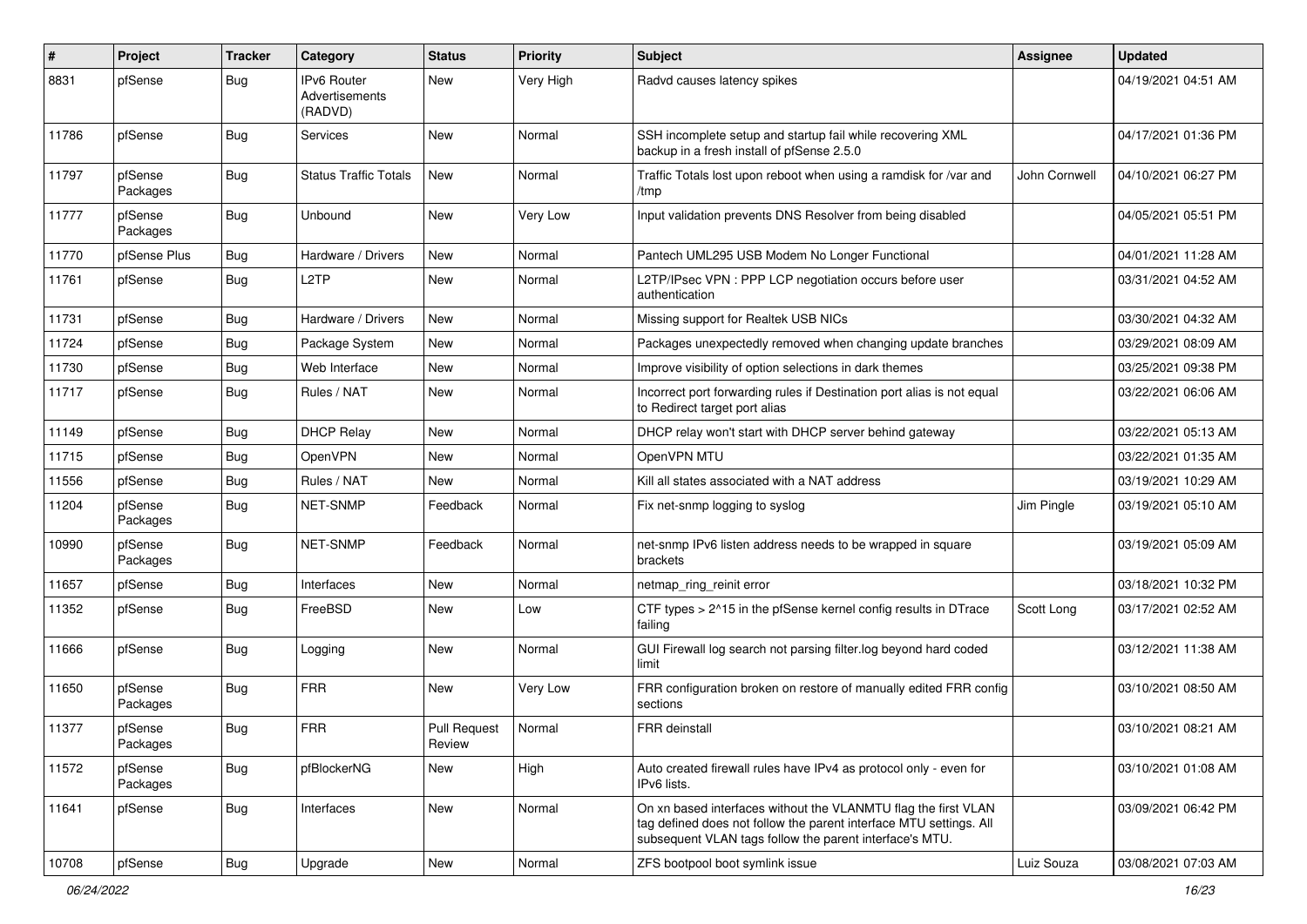| # | Project | Tracker | Category | Status | Priority | Subject | Assignee | Updated |
|---|---|---|---|---|---|---|---|---|
| 8831 | pfSense | Bug | IPv6 Router Advertisements (RADVD) | New | Very High | Radvd causes latency spikes | | 04/19/2021 04:51 AM |
| 11786 | pfSense | Bug | Services | New | Normal | SSH incomplete setup and startup fail while recovering XML backup in a fresh install of pfSense 2.5.0 | | 04/17/2021 01:36 PM |
| 11797 | pfSense Packages | Bug | Status Traffic Totals | New | Normal | Traffic Totals lost upon reboot when using a ramdisk for /var and /tmp | John Cornwell | 04/10/2021 06:27 PM |
| 11777 | pfSense Packages | Bug | Unbound | New | Very Low | Input validation prevents DNS Resolver from being disabled | | 04/05/2021 05:51 PM |
| 11770 | pfSense Plus | Bug | Hardware / Drivers | New | Normal | Pantech UML295 USB Modem No Longer Functional | | 04/01/2021 11:28 AM |
| 11761 | pfSense | Bug | L2TP | New | Normal | L2TP/IPsec VPN : PPP LCP negotiation occurs before user authentication | | 03/31/2021 04:52 AM |
| 11731 | pfSense | Bug | Hardware / Drivers | New | Normal | Missing support for Realtek USB NICs | | 03/30/2021 04:32 AM |
| 11724 | pfSense | Bug | Package System | New | Normal | Packages unexpectedly removed when changing update branches | | 03/29/2021 08:09 AM |
| 11730 | pfSense | Bug | Web Interface | New | Normal | Improve visibility of option selections in dark themes | | 03/25/2021 09:38 PM |
| 11717 | pfSense | Bug | Rules / NAT | New | Normal | Incorrect port forwarding rules if Destination port alias is not equal to Redirect target port alias | | 03/22/2021 06:06 AM |
| 11149 | pfSense | Bug | DHCP Relay | New | Normal | DHCP relay won't start with DHCP server behind gateway | | 03/22/2021 05:13 AM |
| 11715 | pfSense | Bug | OpenVPN | New | Normal | OpenVPN MTU | | 03/22/2021 01:35 AM |
| 11556 | pfSense | Bug | Rules / NAT | New | Normal | Kill all states associated with a NAT address | | 03/19/2021 10:29 AM |
| 11204 | pfSense Packages | Bug | NET-SNMP | Feedback | Normal | Fix net-snmp logging to syslog | Jim Pingle | 03/19/2021 05:10 AM |
| 10990 | pfSense Packages | Bug | NET-SNMP | Feedback | Normal | net-snmp IPv6 listen address needs to be wrapped in square brackets | | 03/19/2021 05:09 AM |
| 11657 | pfSense | Bug | Interfaces | New | Normal | netmap_ring_reinit error | | 03/18/2021 10:32 PM |
| 11352 | pfSense | Bug | FreeBSD | New | Low | CTF types > 2^15 in the pfSense kernel config results in DTrace failing | Scott Long | 03/17/2021 02:52 AM |
| 11666 | pfSense | Bug | Logging | New | Normal | GUI Firewall log search not parsing filter.log beyond hard coded limit | | 03/12/2021 11:38 AM |
| 11650 | pfSense Packages | Bug | FRR | New | Very Low | FRR configuration broken on restore of manually edited FRR config sections | | 03/10/2021 08:50 AM |
| 11377 | pfSense Packages | Bug | FRR | Pull Request Review | Normal | FRR deinstall | | 03/10/2021 08:21 AM |
| 11572 | pfSense Packages | Bug | pfBlockerNG | New | High | Auto created firewall rules have IPv4 as protocol only - even for IPv6 lists. | | 03/10/2021 01:08 AM |
| 11641 | pfSense | Bug | Interfaces | New | Normal | On xn based interfaces without the VLANMTU flag the first VLAN tag defined does not follow the parent interface MTU settings. All subsequent VLAN tags follow the parent interface's MTU. | | 03/09/2021 06:42 PM |
| 10708 | pfSense | Bug | Upgrade | New | Normal | ZFS bootpool boot symlink issue | Luiz Souza | 03/08/2021 07:03 AM |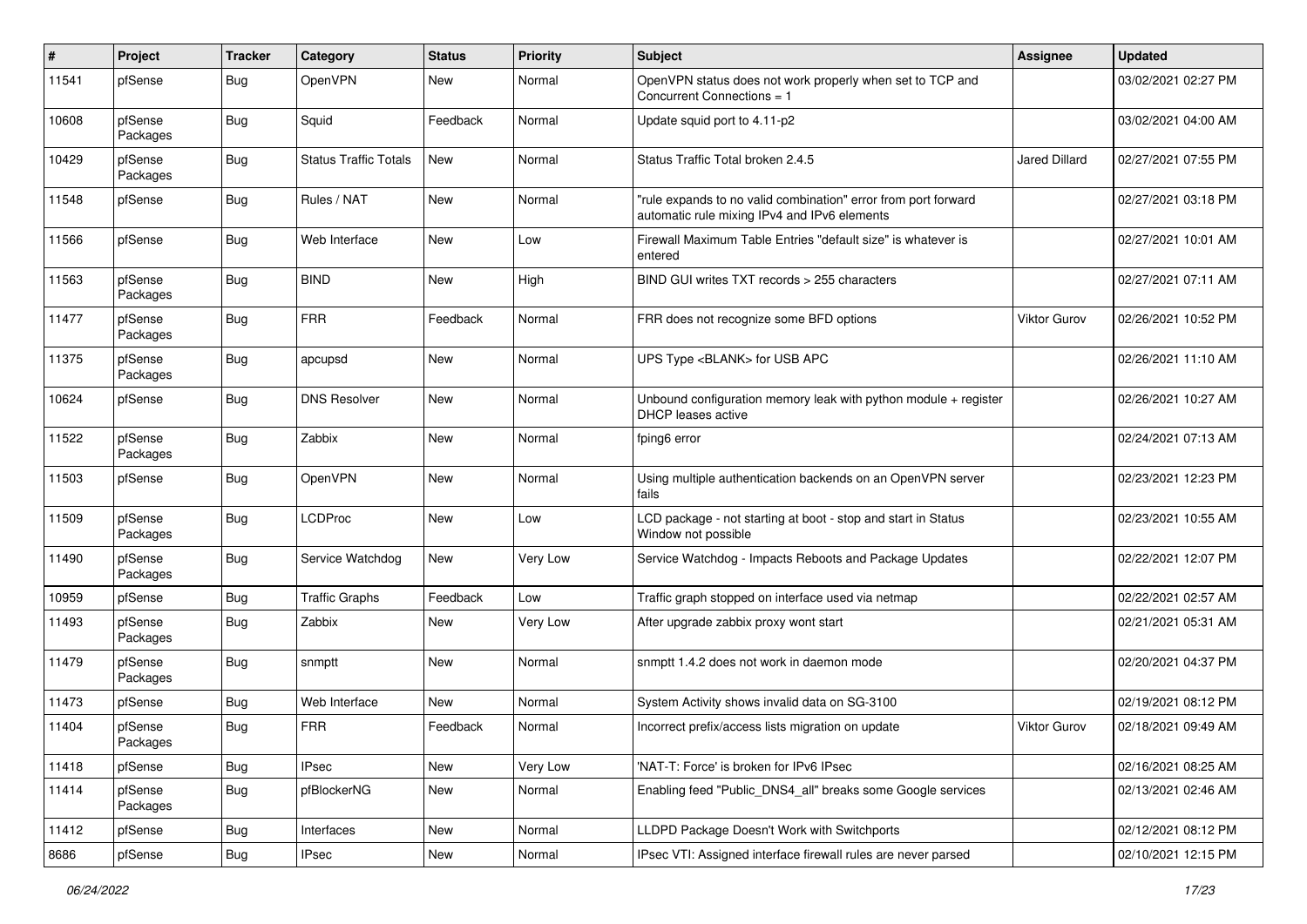| # | Project | Tracker | Category | Status | Priority | Subject | Assignee | Updated |
|---|---|---|---|---|---|---|---|---|
| 11541 | pfSense | Bug | OpenVPN | New | Normal | OpenVPN status does not work properly when set to TCP and Concurrent Connections = 1 | | 03/02/2021 02:27 PM |
| 10608 | pfSense Packages | Bug | Squid | Feedback | Normal | Update squid port to 4.11-p2 | | 03/02/2021 04:00 AM |
| 10429 | pfSense Packages | Bug | Status Traffic Totals | New | Normal | Status Traffic Total broken 2.4.5 | Jared Dillard | 02/27/2021 07:55 PM |
| 11548 | pfSense | Bug | Rules / NAT | New | Normal | "rule expands to no valid combination" error from port forward automatic rule mixing IPv4 and IPv6 elements | | 02/27/2021 03:18 PM |
| 11566 | pfSense | Bug | Web Interface | New | Low | Firewall Maximum Table Entries "default size" is whatever is entered | | 02/27/2021 10:01 AM |
| 11563 | pfSense Packages | Bug | BIND | New | High | BIND GUI writes TXT records > 255 characters | | 02/27/2021 07:11 AM |
| 11477 | pfSense Packages | Bug | FRR | Feedback | Normal | FRR does not recognize some BFD options | Viktor Gurov | 02/26/2021 10:52 PM |
| 11375 | pfSense Packages | Bug | apcupsd | New | Normal | UPS Type <BLANK> for USB APC | | 02/26/2021 11:10 AM |
| 10624 | pfSense | Bug | DNS Resolver | New | Normal | Unbound configuration memory leak with python module + register DHCP leases active | | 02/26/2021 10:27 AM |
| 11522 | pfSense Packages | Bug | Zabbix | New | Normal | fping6 error | | 02/24/2021 07:13 AM |
| 11503 | pfSense | Bug | OpenVPN | New | Normal | Using multiple authentication backends on an OpenVPN server fails | | 02/23/2021 12:23 PM |
| 11509 | pfSense Packages | Bug | LCDProc | New | Low | LCD package - not starting at boot - stop and start in Status Window not possible | | 02/23/2021 10:55 AM |
| 11490 | pfSense Packages | Bug | Service Watchdog | New | Very Low | Service Watchdog - Impacts Reboots and Package Updates | | 02/22/2021 12:07 PM |
| 10959 | pfSense | Bug | Traffic Graphs | Feedback | Low | Traffic graph stopped on interface used via netmap | | 02/22/2021 02:57 AM |
| 11493 | pfSense Packages | Bug | Zabbix | New | Very Low | After upgrade zabbix proxy wont start | | 02/21/2021 05:31 AM |
| 11479 | pfSense Packages | Bug | snmptt | New | Normal | snmptt 1.4.2 does not work in daemon mode | | 02/20/2021 04:37 PM |
| 11473 | pfSense | Bug | Web Interface | New | Normal | System Activity shows invalid data on SG-3100 | | 02/19/2021 08:12 PM |
| 11404 | pfSense Packages | Bug | FRR | Feedback | Normal | Incorrect prefix/access lists migration on update | Viktor Gurov | 02/18/2021 09:49 AM |
| 11418 | pfSense | Bug | IPsec | New | Very Low | 'NAT-T: Force' is broken for IPv6 IPsec | | 02/16/2021 08:25 AM |
| 11414 | pfSense Packages | Bug | pfBlockerNG | New | Normal | Enabling feed "Public_DNS4_all" breaks some Google services | | 02/13/2021 02:46 AM |
| 11412 | pfSense | Bug | Interfaces | New | Normal | LLDPD Package Doesn't Work with Switchports | | 02/12/2021 08:12 PM |
| 8686 | pfSense | Bug | IPsec | New | Normal | IPsec VTI: Assigned interface firewall rules are never parsed | | 02/10/2021 12:15 PM |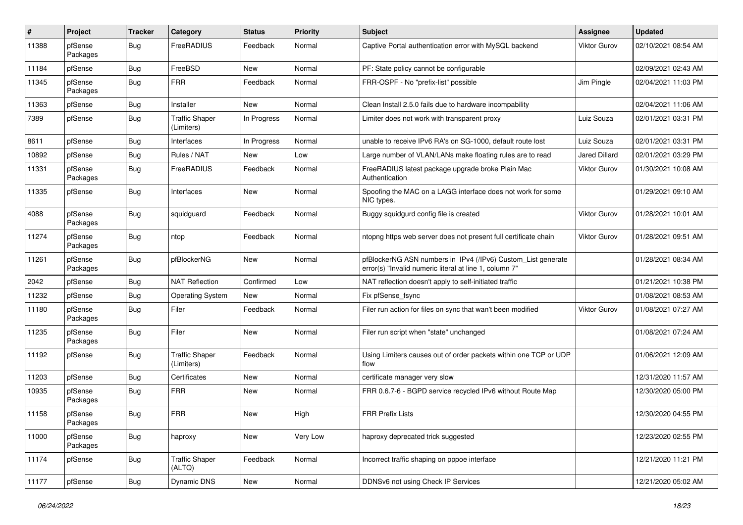| # | Project | Tracker | Category | Status | Priority | Subject | Assignee | Updated |
|---|---|---|---|---|---|---|---|---|
| 11388 | pfSense Packages | Bug | FreeRADIUS | Feedback | Normal | Captive Portal authentication error with MySQL backend | Viktor Gurov | 02/10/2021 08:54 AM |
| 11184 | pfSense | Bug | FreeBSD | New | Normal | PF: State policy cannot be configurable | | 02/09/2021 02:43 AM |
| 11345 | pfSense Packages | Bug | FRR | Feedback | Normal | FRR-OSPF - No "prefix-list" possible | Jim Pingle | 02/04/2021 11:03 PM |
| 11363 | pfSense | Bug | Installer | New | Normal | Clean Install 2.5.0 fails due to hardware incompability | | 02/04/2021 11:06 AM |
| 7389 | pfSense | Bug | Traffic Shaper (Limiters) | In Progress | Normal | Limiter does not work with transparent proxy | Luiz Souza | 02/01/2021 03:31 PM |
| 8611 | pfSense | Bug | Interfaces | In Progress | Normal | unable to receive IPv6 RA's on SG-1000, default route lost | Luiz Souza | 02/01/2021 03:31 PM |
| 10892 | pfSense | Bug | Rules / NAT | New | Low | Large number of VLAN/LANs make floating rules are to read | Jared Dillard | 02/01/2021 03:29 PM |
| 11331 | pfSense Packages | Bug | FreeRADIUS | Feedback | Normal | FreeRADIUS latest package upgrade broke Plain Mac Authentication | Viktor Gurov | 01/30/2021 10:08 AM |
| 11335 | pfSense | Bug | Interfaces | New | Normal | Spoofing the MAC on a LAGG interface does not work for some NIC types. | | 01/29/2021 09:10 AM |
| 4088 | pfSense Packages | Bug | squidguard | Feedback | Normal | Buggy squidgurd config file is created | Viktor Gurov | 01/28/2021 10:01 AM |
| 11274 | pfSense Packages | Bug | ntop | Feedback | Normal | ntopng https web server does not present full certificate chain | Viktor Gurov | 01/28/2021 09:51 AM |
| 11261 | pfSense Packages | Bug | pfBlockerNG | New | Normal | pfBlockerNG ASN numbers in IPv4 (/IPv6) Custom_List generate error(s) "Invalid numeric literal at line 1, column 7" | | 01/28/2021 08:34 AM |
| 2042 | pfSense | Bug | NAT Reflection | Confirmed | Low | NAT reflection doesn't apply to self-initiated traffic | | 01/21/2021 10:38 PM |
| 11232 | pfSense | Bug | Operating System | New | Normal | Fix pfSense_fsync | | 01/08/2021 08:53 AM |
| 11180 | pfSense Packages | Bug | Filer | Feedback | Normal | Filer run action for files on sync that wan't been modified | Viktor Gurov | 01/08/2021 07:27 AM |
| 11235 | pfSense Packages | Bug | Filer | New | Normal | Filer run script when "state" unchanged | | 01/08/2021 07:24 AM |
| 11192 | pfSense | Bug | Traffic Shaper (Limiters) | Feedback | Normal | Using Limiters causes out of order packets within one TCP or UDP flow | | 01/06/2021 12:09 AM |
| 11203 | pfSense | Bug | Certificates | New | Normal | certificate manager very slow | | 12/31/2020 11:57 AM |
| 10935 | pfSense Packages | Bug | FRR | New | Normal | FRR 0.6.7-6 - BGPD service recycled IPv6 without Route Map | | 12/30/2020 05:00 PM |
| 11158 | pfSense Packages | Bug | FRR | New | High | FRR Prefix Lists | | 12/30/2020 04:55 PM |
| 11000 | pfSense Packages | Bug | haproxy | New | Very Low | haproxy deprecated trick suggested | | 12/23/2020 02:55 PM |
| 11174 | pfSense | Bug | Traffic Shaper (ALTQ) | Feedback | Normal | Incorrect traffic shaping on pppoe interface | | 12/21/2020 11:21 PM |
| 11177 | pfSense | Bug | Dynamic DNS | New | Normal | DDNSv6 not using Check IP Services | | 12/21/2020 05:02 AM |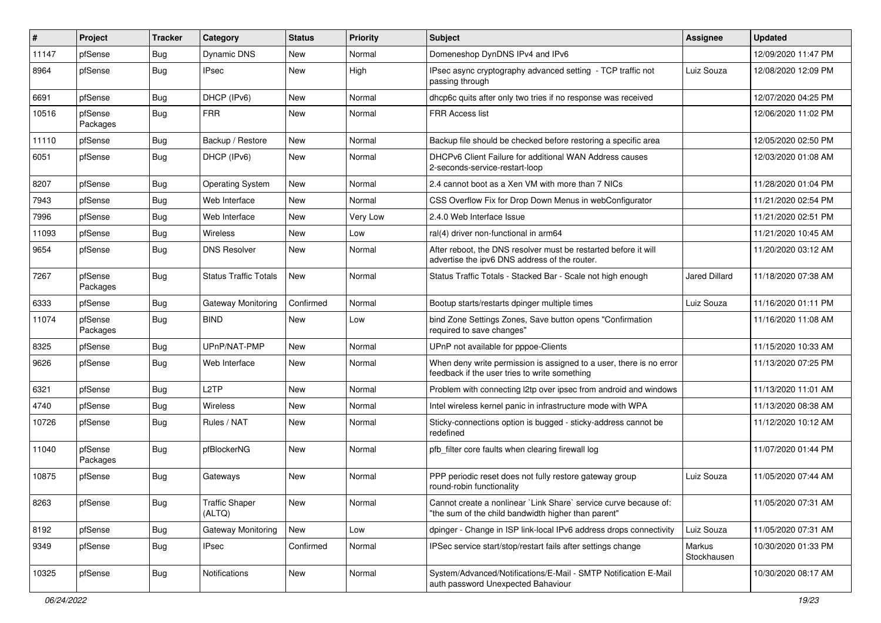| # | Project | Tracker | Category | Status | Priority | Subject | Assignee | Updated |
|---|---|---|---|---|---|---|---|---|
| 11147 | pfSense | Bug | Dynamic DNS | New | Normal | Domeneshop DynDNS IPv4 and IPv6 | | 12/09/2020 11:47 PM |
| 8964 | pfSense | Bug | IPsec | New | High | IPsec async cryptography advanced setting - TCP traffic not passing through | Luiz Souza | 12/08/2020 12:09 PM |
| 6691 | pfSense | Bug | DHCP (IPv6) | New | Normal | dhcp6c quits after only two tries if no response was received | | 12/07/2020 04:25 PM |
| 10516 | pfSense Packages | Bug | FRR | New | Normal | FRR Access list | | 12/06/2020 11:02 PM |
| 11110 | pfSense | Bug | Backup / Restore | New | Normal | Backup file should be checked before restoring a specific area | | 12/05/2020 02:50 PM |
| 6051 | pfSense | Bug | DHCP (IPv6) | New | Normal | DHCPv6 Client Failure for additional WAN Address causes 2-seconds-service-restart-loop | | 12/03/2020 01:08 AM |
| 8207 | pfSense | Bug | Operating System | New | Normal | 2.4 cannot boot as a Xen VM with more than 7 NICs | | 11/28/2020 01:04 PM |
| 7943 | pfSense | Bug | Web Interface | New | Normal | CSS Overflow Fix for Drop Down Menus in webConfigurator | | 11/21/2020 02:54 PM |
| 7996 | pfSense | Bug | Web Interface | New | Very Low | 2.4.0 Web Interface Issue | | 11/21/2020 02:51 PM |
| 11093 | pfSense | Bug | Wireless | New | Low | ral(4) driver non-functional in arm64 | | 11/21/2020 10:45 AM |
| 9654 | pfSense | Bug | DNS Resolver | New | Normal | After reboot, the DNS resolver must be restarted before it will advertise the ipv6 DNS address of the router. | | 11/20/2020 03:12 AM |
| 7267 | pfSense Packages | Bug | Status Traffic Totals | New | Normal | Status Traffic Totals - Stacked Bar - Scale not high enough | Jared Dillard | 11/18/2020 07:38 AM |
| 6333 | pfSense | Bug | Gateway Monitoring | Confirmed | Normal | Bootup starts/restarts dpinger multiple times | Luiz Souza | 11/16/2020 01:11 PM |
| 11074 | pfSense Packages | Bug | BIND | New | Low | bind Zone Settings Zones, Save button opens "Confirmation required to save changes" | | 11/16/2020 11:08 AM |
| 8325 | pfSense | Bug | UPnP/NAT-PMP | New | Normal | UPnP not available for pppoe-Clients | | 11/15/2020 10:33 AM |
| 9626 | pfSense | Bug | Web Interface | New | Normal | When deny write permission is assigned to a user, there is no error feedback if the user tries to write something | | 11/13/2020 07:25 PM |
| 6321 | pfSense | Bug | L2TP | New | Normal | Problem with connecting l2tp over ipsec from android and windows | | 11/13/2020 11:01 AM |
| 4740 | pfSense | Bug | Wireless | New | Normal | Intel wireless kernel panic in infrastructure mode with WPA | | 11/13/2020 08:38 AM |
| 10726 | pfSense | Bug | Rules / NAT | New | Normal | Sticky-connections option is bugged - sticky-address cannot be redefined | | 11/12/2020 10:12 AM |
| 11040 | pfSense Packages | Bug | pfBlockerNG | New | Normal | pfb_filter core faults when clearing firewall log | | 11/07/2020 01:44 PM |
| 10875 | pfSense | Bug | Gateways | New | Normal | PPP periodic reset does not fully restore gateway group round-robin functionality | Luiz Souza | 11/05/2020 07:44 AM |
| 8263 | pfSense | Bug | Traffic Shaper (ALTQ) | New | Normal | Cannot create a nonlinear `Link Share` service curve because of: "the sum of the child bandwidth higher than parent" | | 11/05/2020 07:31 AM |
| 8192 | pfSense | Bug | Gateway Monitoring | New | Low | dpinger - Change in ISP link-local IPv6 address drops connectivity | Luiz Souza | 11/05/2020 07:31 AM |
| 9349 | pfSense | Bug | IPsec | Confirmed | Normal | IPSec service start/stop/restart fails after settings change | Markus Stockhausen | 10/30/2020 01:33 PM |
| 10325 | pfSense | Bug | Notifications | New | Normal | System/Advanced/Notifications/E-Mail - SMTP Notification E-Mail auth password Unexpected Bahaviour | | 10/30/2020 08:17 AM |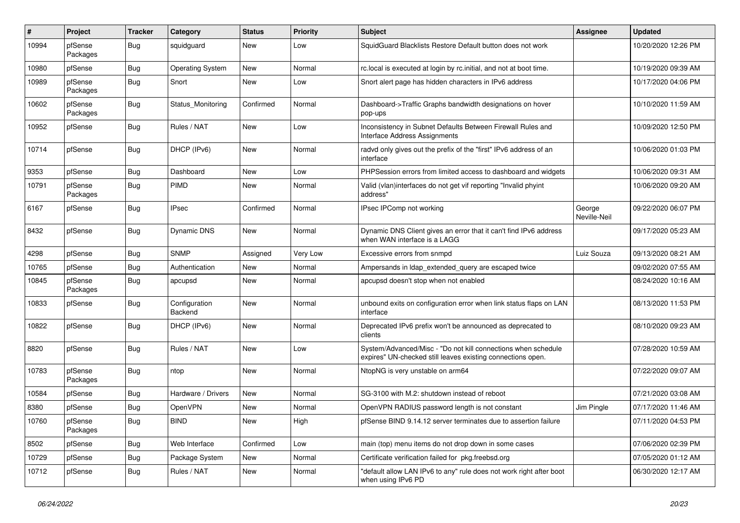| # | Project | Tracker | Category | Status | Priority | Subject | Assignee | Updated |
|---|---|---|---|---|---|---|---|---|
| 10994 | pfSense Packages | Bug | squidguard | New | Low | SquidGuard Blacklists Restore Default button does not work | | 10/20/2020 12:26 PM |
| 10980 | pfSense | Bug | Operating System | New | Normal | rc.local is executed at login by rc.initial, and not at boot time. | | 10/19/2020 09:39 AM |
| 10989 | pfSense Packages | Bug | Snort | New | Low | Snort alert page has hidden characters in IPv6 address | | 10/17/2020 04:06 PM |
| 10602 | pfSense Packages | Bug | Status_Monitoring | Confirmed | Normal | Dashboard->Traffic Graphs bandwidth designations on hover pop-ups | | 10/10/2020 11:59 AM |
| 10952 | pfSense | Bug | Rules / NAT | New | Low | Inconsistency in Subnet Defaults Between Firewall Rules and Interface Address Assignments | | 10/09/2020 12:50 PM |
| 10714 | pfSense | Bug | DHCP (IPv6) | New | Normal | radvd only gives out the prefix of the "first" IPv6 address of an interface | | 10/06/2020 01:03 PM |
| 9353 | pfSense | Bug | Dashboard | New | Low | PHPSession errors from limited access to dashboard and widgets | | 10/06/2020 09:31 AM |
| 10791 | pfSense Packages | Bug | PIMD | New | Normal | Valid (vlan)interfaces do not get vif reporting "Invalid phyint address" | | 10/06/2020 09:20 AM |
| 6167 | pfSense | Bug | IPsec | Confirmed | Normal | IPsec IPComp not working | George Neville-Neil | 09/22/2020 06:07 PM |
| 8432 | pfSense | Bug | Dynamic DNS | New | Normal | Dynamic DNS Client gives an error that it can't find IPv6 address when WAN interface is a LAGG | | 09/17/2020 05:23 AM |
| 4298 | pfSense | Bug | SNMP | Assigned | Very Low | Excessive errors from snmpd | Luiz Souza | 09/13/2020 08:21 AM |
| 10765 | pfSense | Bug | Authentication | New | Normal | Ampersands in ldap_extended_query are escaped twice | | 09/02/2020 07:55 AM |
| 10845 | pfSense Packages | Bug | apcupsd | New | Normal | apcupsd doesn't stop when not enabled | | 08/24/2020 10:16 AM |
| 10833 | pfSense | Bug | Configuration Backend | New | Normal | unbound exits on configuration error when link status flaps on LAN interface | | 08/13/2020 11:53 PM |
| 10822 | pfSense | Bug | DHCP (IPv6) | New | Normal | Deprecated IPv6 prefix won't be announced as deprecated to clients | | 08/10/2020 09:23 AM |
| 8820 | pfSense | Bug | Rules / NAT | New | Low | System/Advanced/Misc - "Do not kill connections when schedule expires" UN-checked still leaves existing connections open. | | 07/28/2020 10:59 AM |
| 10783 | pfSense Packages | Bug | ntop | New | Normal | NtopNG is very unstable on arm64 | | 07/22/2020 09:07 AM |
| 10584 | pfSense | Bug | Hardware / Drivers | New | Normal | SG-3100 with M.2: shutdown instead of reboot | | 07/21/2020 03:08 AM |
| 8380 | pfSense | Bug | OpenVPN | New | Normal | OpenVPN RADIUS password length is not constant | Jim Pingle | 07/17/2020 11:46 AM |
| 10760 | pfSense Packages | Bug | BIND | New | High | pfSense BIND 9.14.12 server terminates due to assertion failure | | 07/11/2020 04:53 PM |
| 8502 | pfSense | Bug | Web Interface | Confirmed | Low | main (top) menu items do not drop down in some cases | | 07/06/2020 02:39 PM |
| 10729 | pfSense | Bug | Package System | New | Normal | Certificate verification failed for pkg.freebsd.org | | 07/05/2020 01:12 AM |
| 10712 | pfSense | Bug | Rules / NAT | New | Normal | "default allow LAN IPv6 to any" rule does not work right after boot when using IPv6 PD | | 06/30/2020 12:17 AM |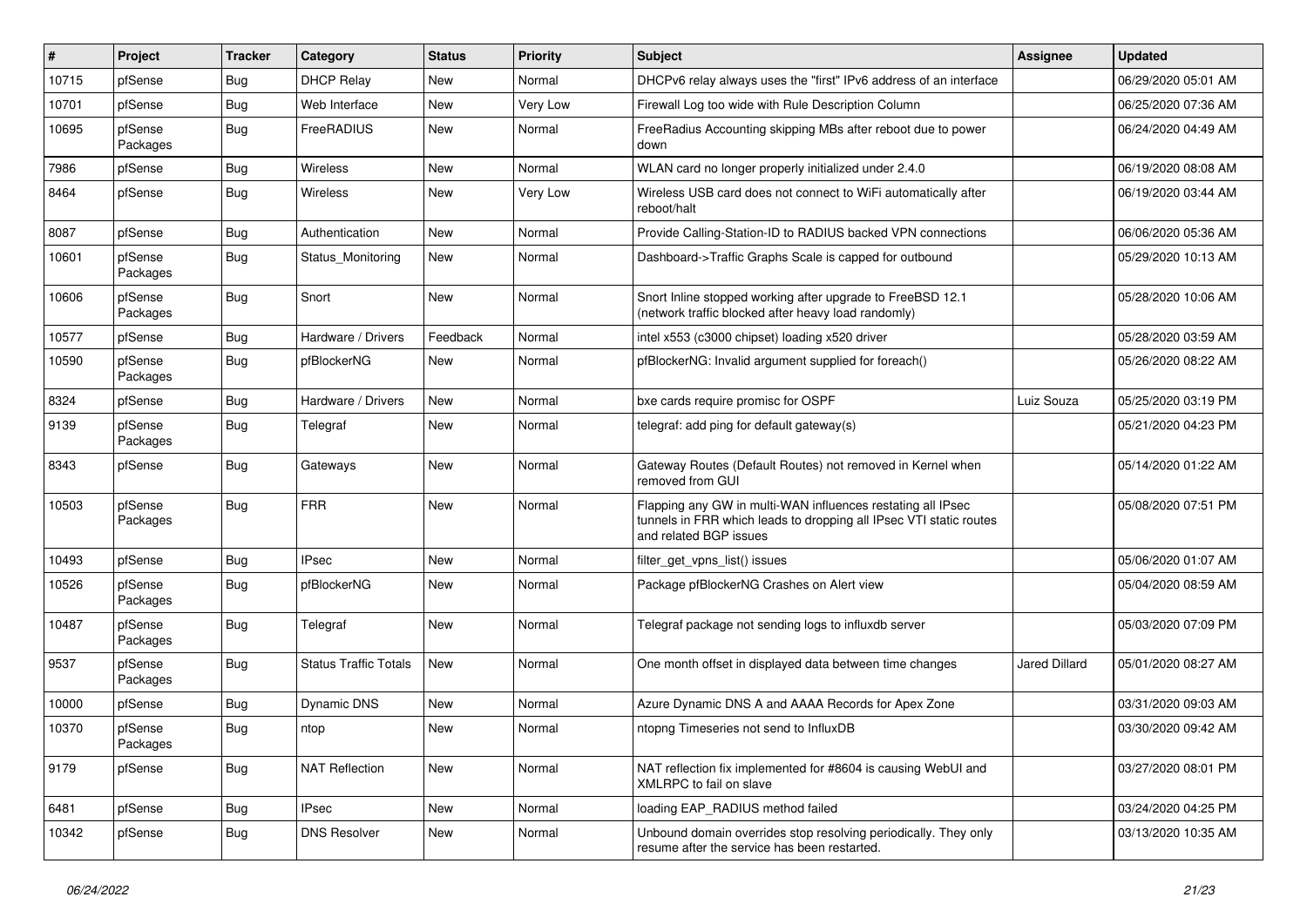| # | Project | Tracker | Category | Status | Priority | Subject | Assignee | Updated |
|---|---|---|---|---|---|---|---|---|
| 10715 | pfSense | Bug | DHCP Relay | New | Normal | DHCPv6 relay always uses the "first" IPv6 address of an interface | | 06/29/2020 05:01 AM |
| 10701 | pfSense | Bug | Web Interface | New | Very Low | Firewall Log too wide with Rule Description Column | | 06/25/2020 07:36 AM |
| 10695 | pfSense Packages | Bug | FreeRADIUS | New | Normal | FreeRadius Accounting skipping MBs after reboot due to power down | | 06/24/2020 04:49 AM |
| 7986 | pfSense | Bug | Wireless | New | Normal | WLAN card no longer properly initialized under 2.4.0 | | 06/19/2020 08:08 AM |
| 8464 | pfSense | Bug | Wireless | New | Very Low | Wireless USB card does not connect to WiFi automatically after reboot/halt | | 06/19/2020 03:44 AM |
| 8087 | pfSense | Bug | Authentication | New | Normal | Provide Calling-Station-ID to RADIUS backed VPN connections | | 06/06/2020 05:36 AM |
| 10601 | pfSense Packages | Bug | Status_Monitoring | New | Normal | Dashboard->Traffic Graphs Scale is capped for outbound | | 05/29/2020 10:13 AM |
| 10606 | pfSense Packages | Bug | Snort | New | Normal | Snort Inline stopped working after upgrade to FreeBSD 12.1 (network traffic blocked after heavy load randomly) | | 05/28/2020 10:06 AM |
| 10577 | pfSense | Bug | Hardware / Drivers | Feedback | Normal | intel x553 (c3000 chipset) loading x520 driver | | 05/28/2020 03:59 AM |
| 10590 | pfSense Packages | Bug | pfBlockerNG | New | Normal | pfBlockerNG: Invalid argument supplied for foreach() | | 05/26/2020 08:22 AM |
| 8324 | pfSense | Bug | Hardware / Drivers | New | Normal | bxe cards require promisc for OSPF | Luiz Souza | 05/25/2020 03:19 PM |
| 9139 | pfSense Packages | Bug | Telegraf | New | Normal | telegraf: add ping for default gateway(s) | | 05/21/2020 04:23 PM |
| 8343 | pfSense | Bug | Gateways | New | Normal | Gateway Routes (Default Routes) not removed in Kernel when removed from GUI | | 05/14/2020 01:22 AM |
| 10503 | pfSense Packages | Bug | FRR | New | Normal | Flapping any GW in multi-WAN influences restating all IPsec tunnels in FRR which leads to dropping all IPsec VTI static routes and related BGP issues | | 05/08/2020 07:51 PM |
| 10493 | pfSense | Bug | IPsec | New | Normal | filter_get_vpns_list() issues | | 05/06/2020 01:07 AM |
| 10526 | pfSense Packages | Bug | pfBlockerNG | New | Normal | Package pfBlockerNG Crashes on Alert view | | 05/04/2020 08:59 AM |
| 10487 | pfSense Packages | Bug | Telegraf | New | Normal | Telegraf package not sending logs to influxdb server | | 05/03/2020 07:09 PM |
| 9537 | pfSense Packages | Bug | Status Traffic Totals | New | Normal | One month offset in displayed data between time changes | Jared Dillard | 05/01/2020 08:27 AM |
| 10000 | pfSense | Bug | Dynamic DNS | New | Normal | Azure Dynamic DNS A and AAAA Records for Apex Zone | | 03/31/2020 09:03 AM |
| 10370 | pfSense Packages | Bug | ntop | New | Normal | ntopng Timeseries not send to InfluxDB | | 03/30/2020 09:42 AM |
| 9179 | pfSense | Bug | NAT Reflection | New | Normal | NAT reflection fix implemented for #8604 is causing WebUI and XMLRPC to fail on slave | | 03/27/2020 08:01 PM |
| 6481 | pfSense | Bug | IPsec | New | Normal | loading EAP_RADIUS method failed | | 03/24/2020 04:25 PM |
| 10342 | pfSense | Bug | DNS Resolver | New | Normal | Unbound domain overrides stop resolving periodically. They only resume after the service has been restarted. | | 03/13/2020 10:35 AM |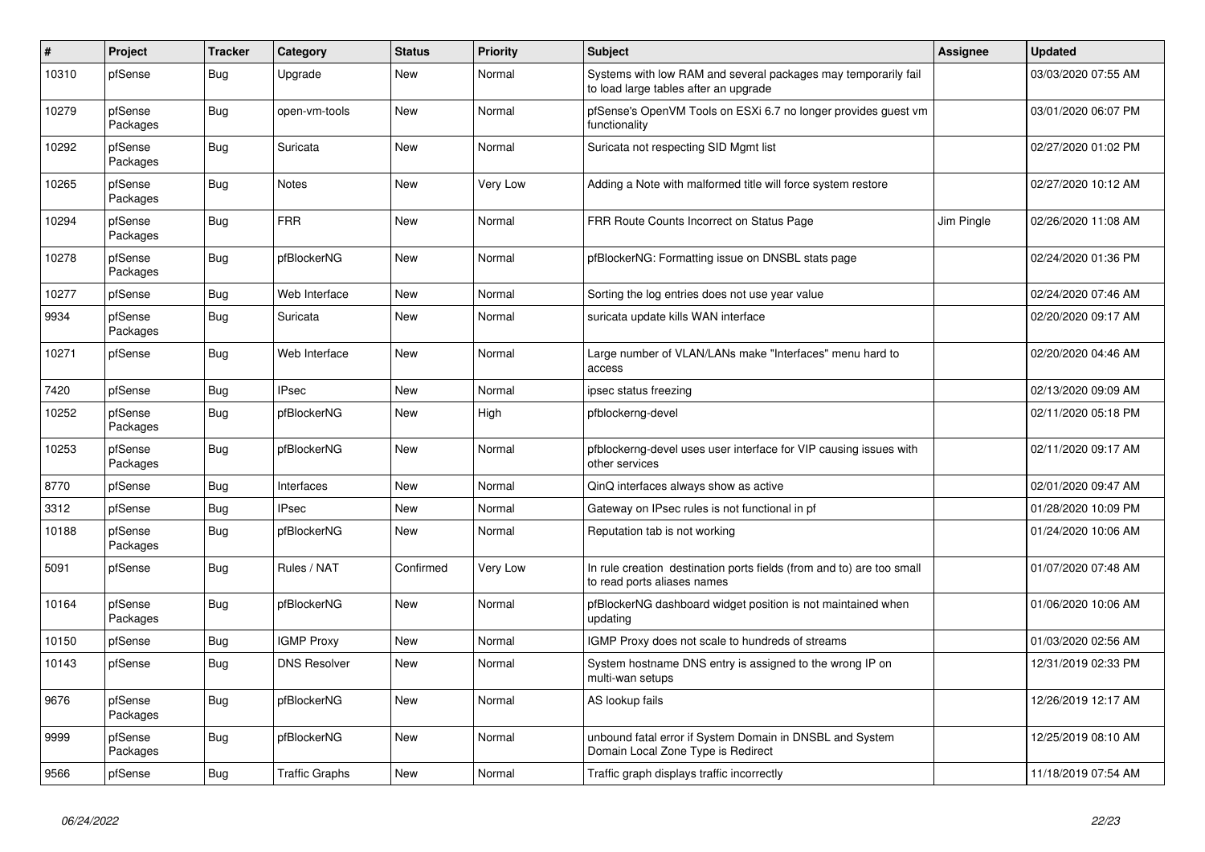| # | Project | Tracker | Category | Status | Priority | Subject | Assignee | Updated |
|---|---|---|---|---|---|---|---|---|
| 10310 | pfSense | Bug | Upgrade | New | Normal | Systems with low RAM and several packages may temporarily fail to load large tables after an upgrade | | 03/03/2020 07:55 AM |
| 10279 | pfSense Packages | Bug | open-vm-tools | New | Normal | pfSense's OpenVM Tools on ESXi 6.7 no longer provides guest vm functionality | | 03/01/2020 06:07 PM |
| 10292 | pfSense Packages | Bug | Suricata | New | Normal | Suricata not respecting SID Mgmt list | | 02/27/2020 01:02 PM |
| 10265 | pfSense Packages | Bug | Notes | New | Very Low | Adding a Note with malformed title will force system restore | | 02/27/2020 10:12 AM |
| 10294 | pfSense Packages | Bug | FRR | New | Normal | FRR Route Counts Incorrect on Status Page | Jim Pingle | 02/26/2020 11:08 AM |
| 10278 | pfSense Packages | Bug | pfBlockerNG | New | Normal | pfBlockerNG: Formatting issue on DNSBL stats page | | 02/24/2020 01:36 PM |
| 10277 | pfSense | Bug | Web Interface | New | Normal | Sorting the log entries does not use year value | | 02/24/2020 07:46 AM |
| 9934 | pfSense Packages | Bug | Suricata | New | Normal | suricata update kills WAN interface | | 02/20/2020 09:17 AM |
| 10271 | pfSense | Bug | Web Interface | New | Normal | Large number of VLAN/LANs make "Interfaces" menu hard to access | | 02/20/2020 04:46 AM |
| 7420 | pfSense | Bug | IPsec | New | Normal | ipsec status freezing | | 02/13/2020 09:09 AM |
| 10252 | pfSense Packages | Bug | pfBlockerNG | New | High | pfblockerng-devel | | 02/11/2020 05:18 PM |
| 10253 | pfSense Packages | Bug | pfBlockerNG | New | Normal | pfblockerng-devel uses user interface for VIP causing issues with other services | | 02/11/2020 09:17 AM |
| 8770 | pfSense | Bug | Interfaces | New | Normal | QinQ interfaces always show as active | | 02/01/2020 09:47 AM |
| 3312 | pfSense | Bug | IPsec | New | Normal | Gateway on IPsec rules is not functional in pf | | 01/28/2020 10:09 PM |
| 10188 | pfSense Packages | Bug | pfBlockerNG | New | Normal | Reputation tab is not working | | 01/24/2020 10:06 AM |
| 5091 | pfSense | Bug | Rules / NAT | Confirmed | Very Low | In rule creation destination ports fields (from and to) are too small to read ports aliases names | | 01/07/2020 07:48 AM |
| 10164 | pfSense Packages | Bug | pfBlockerNG | New | Normal | pfBlockerNG dashboard widget position is not maintained when updating | | 01/06/2020 10:06 AM |
| 10150 | pfSense | Bug | IGMP Proxy | New | Normal | IGMP Proxy does not scale to hundreds of streams | | 01/03/2020 02:56 AM |
| 10143 | pfSense | Bug | DNS Resolver | New | Normal | System hostname DNS entry is assigned to the wrong IP on multi-wan setups | | 12/31/2019 02:33 PM |
| 9676 | pfSense Packages | Bug | pfBlockerNG | New | Normal | AS lookup fails | | 12/26/2019 12:17 AM |
| 9999 | pfSense Packages | Bug | pfBlockerNG | New | Normal | unbound fatal error if System Domain in DNSBL and System Domain Local Zone Type is Redirect | | 12/25/2019 08:10 AM |
| 9566 | pfSense | Bug | Traffic Graphs | New | Normal | Traffic graph displays traffic incorrectly | | 11/18/2019 07:54 AM |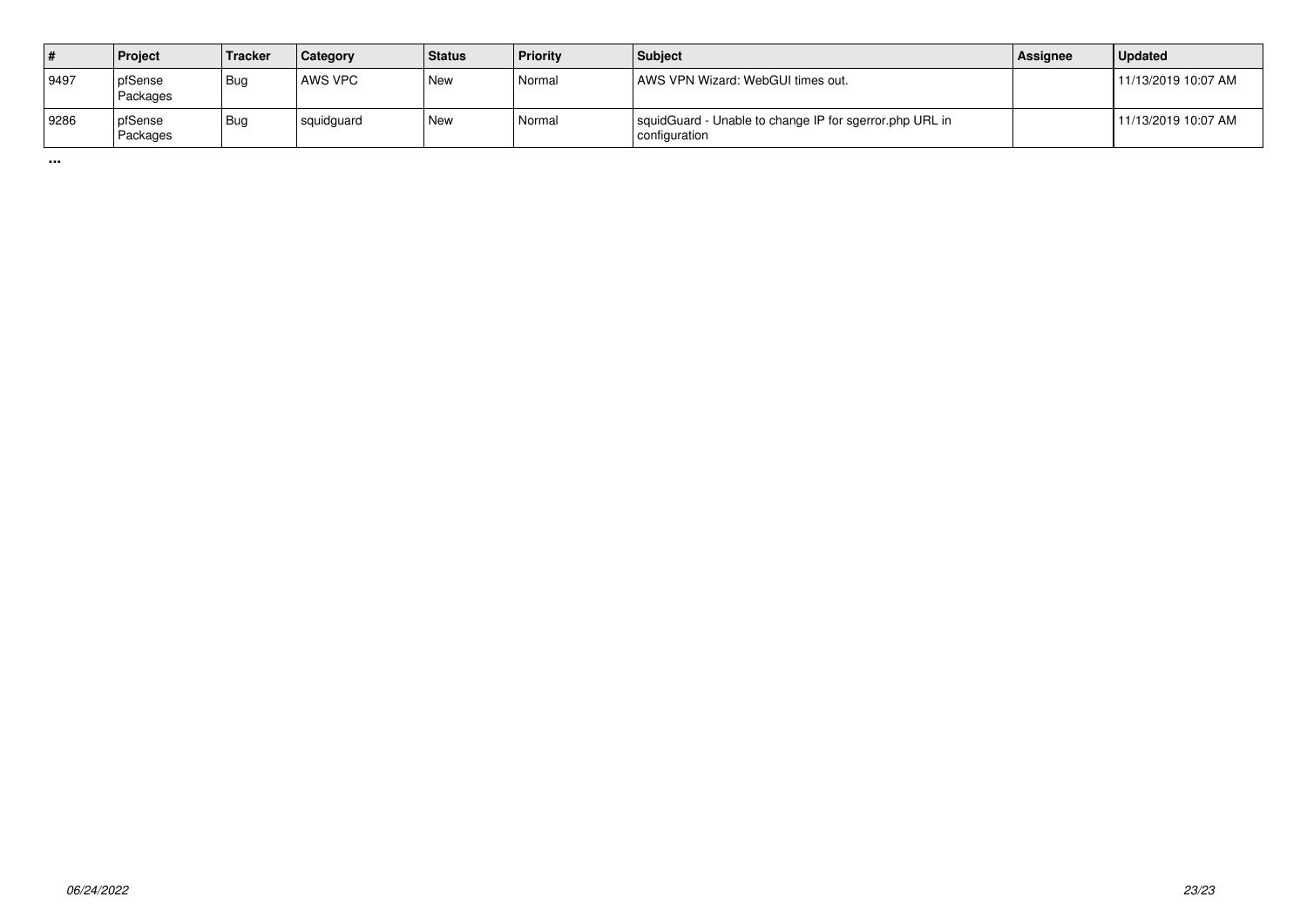| # | Project | Tracker | Category | Status | Priority | Subject | Assignee | Updated |
|---|---|---|---|---|---|---|---|---|
| 9497 | pfSense Packages | Bug | AWS VPC | New | Normal | AWS VPN Wizard: WebGUI times out. | | 11/13/2019 10:07 AM |
| 9286 | pfSense Packages | Bug | squidguard | New | Normal | squidGuard - Unable to change IP for sgerror.php URL in configuration | | 11/13/2019 10:07 AM |

...